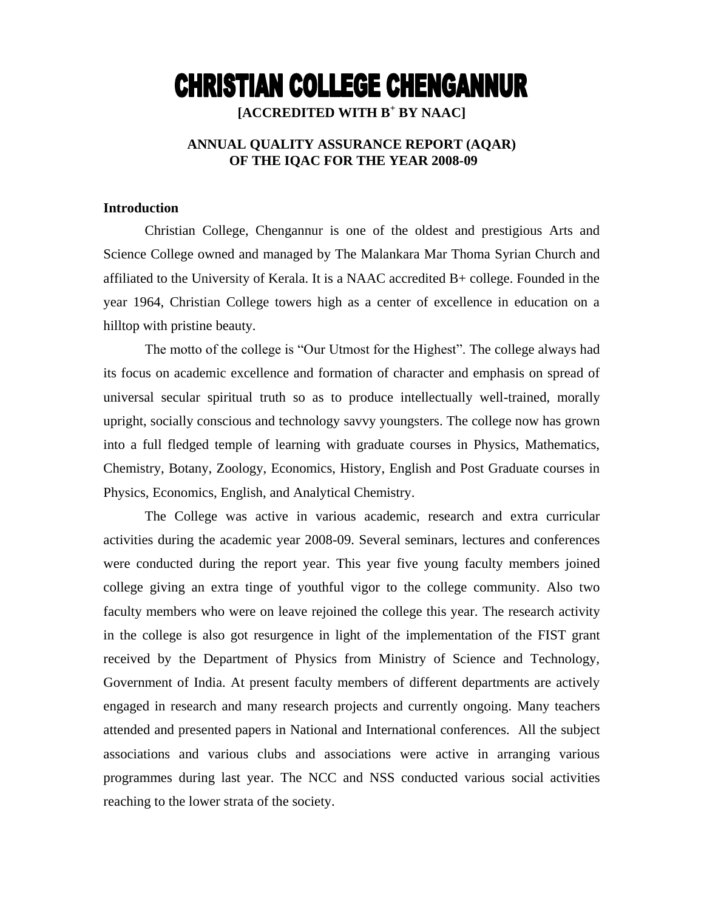# CHRISTIAN COLLEGE CHENGANNUR

**[ACCREDITED WITH B$^{+}$ BY NAAC]**

## ANNUAL QUALITY ASSURANCE REPORT (AQAR) OF THE IQAC FOR THE YEAR 2008-09

### Introduction

Christian College, Chengannur is one of the oldest and prestigious Arts and Science College owned and managed by The Malankara Mar Thoma Syrian Church and affiliated to the University of Kerala. It is a NAAC accredited B+ college. Founded in the year 1964, Christian College towers high as a center of excellence in education on a hilltop with pristine beauty.

The motto of the college is "Our Utmost for the Highest". The college always had its focus on academic excellence and formation of character and emphasis on spread of universal secular spiritual truth so as to produce intellectually well-trained, morally upright, socially conscious and technology savvy youngsters. The college now has grown into a full fledged temple of learning with graduate courses in Physics, Mathematics, Chemistry, Botany, Zoology, Economics, History, English and Post Graduate courses in Physics, Economics, English, and Analytical Chemistry.

The College was active in various academic, research and extra curricular activities during the academic year 2008-09. Several seminars, lectures and conferences were conducted during the report year. This year five young faculty members joined college giving an extra tinge of youthful vigor to the college community. Also two faculty members who were on leave rejoined the college this year. The research activity in the college is also got resurgence in light of the implementation of the FIST grant received by the Department of Physics from Ministry of Science and Technology, Government of India. At present faculty members of different departments are actively engaged in research and many research projects and currently ongoing. Many teachers attended and presented papers in National and International conferences. All the subject associations and various clubs and associations were active in arranging various programmes during last year. The NCC and NSS conducted various social activities reaching to the lower strata of the society.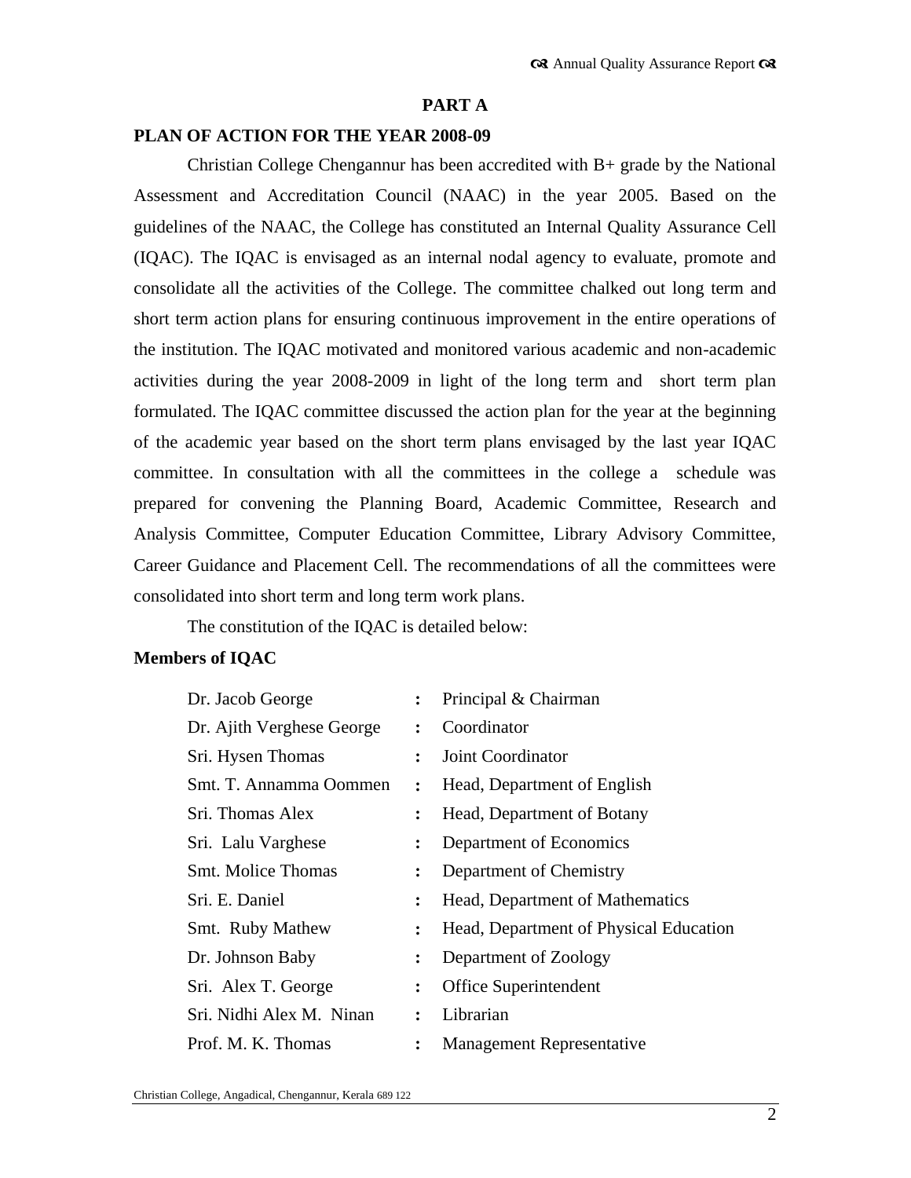## PART A

### PLAN OF ACTION FOR THE YEAR 2008-09

Christian College Chengannur has been accredited with B+ grade by the National Assessment and Accreditation Council (NAAC) in the year 2005. Based on the guidelines of the NAAC, the College has constituted an Internal Quality Assurance Cell (IQAC). The IQAC is envisaged as an internal nodal agency to evaluate, promote and consolidate all the activities of the College. The committee chalked out long term and short term action plans for ensuring continuous improvement in the entire operations of the institution. The IQAC motivated and monitored various academic and non-academic activities during the year 2008-2009 in light of the long term and short term plan formulated. The IQAC committee discussed the action plan for the year at the beginning of the academic year based on the short term plans envisaged by the last year IQAC committee. In consultation with all the committees in the college a schedule was prepared for convening the Planning Board, Academic Committee, Research and Analysis Committee, Computer Education Committee, Library Advisory Committee, Career Guidance and Placement Cell. The recommendations of all the committees were consolidated into short term and long term work plans.

The constitution of the IQAC is detailed below:

**Members of IQAC**

| | | |
|---|---|---|
| Dr. Jacob George | : | Principal & Chairman |
| Dr. Ajith Verghese George | : | Coordinator |
| Sri. Hysen Thomas | : | Joint Coordinator |
| Smt. T. Annamma Oommen | : | Head, Department of English |
| Sri. Thomas Alex | : | Head, Department of Botany |
| Sri. Lalu Varghese | : | Department of Economics |
| Smt. Molice Thomas | : | Department of Chemistry |
| Sri. E. Daniel | : | Head, Department of Mathematics |
| Smt. Ruby Mathew | : | Head, Department of Physical Education |
| Dr. Johnson Baby | : | Department of Zoology |
| Sri. Alex T. George | : | Office Superintendent |
| Sri. Nidhi Alex M. Ninan | : | Librarian |
| Prof. M. K. Thomas | : | Management Representative |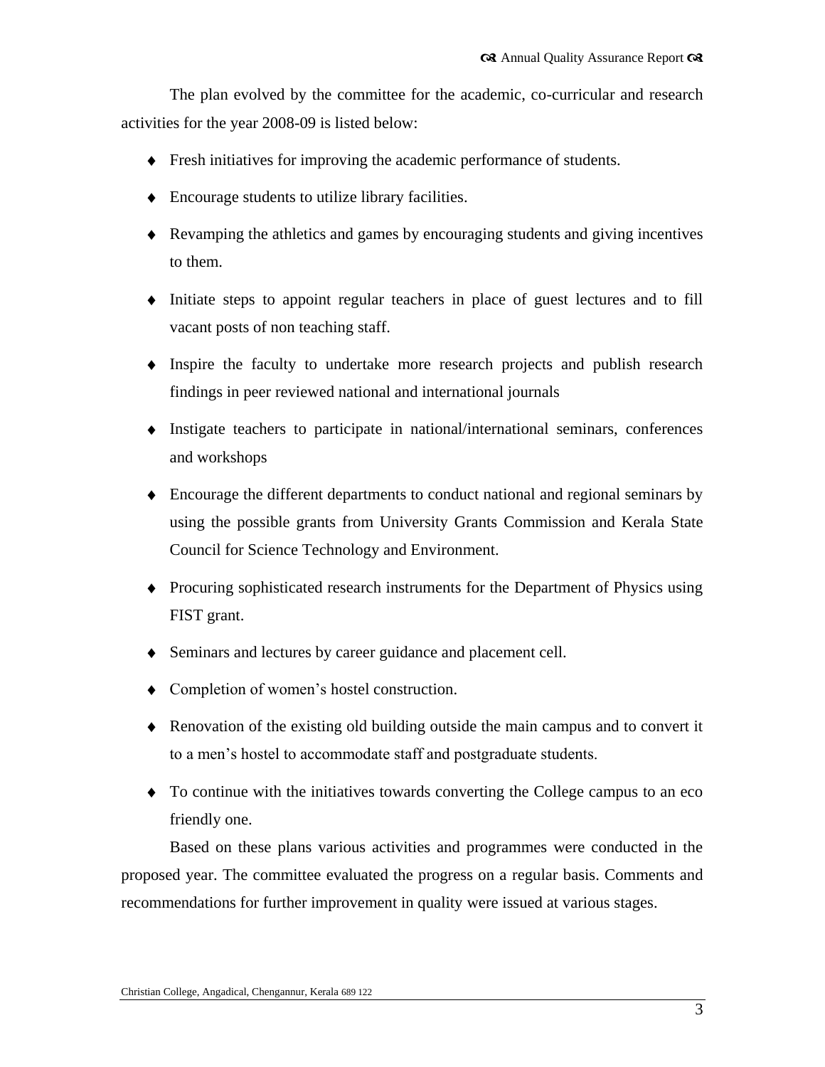The plan evolved by the committee for the academic, co-curricular and research activities for the year 2008-09 is listed below:

- Fresh initiatives for improving the academic performance of students.
- Encourage students to utilize library facilities.
- Revamping the athletics and games by encouraging students and giving incentives to them.
- Initiate steps to appoint regular teachers in place of guest lectures and to fill vacant posts of non teaching staff.
- Inspire the faculty to undertake more research projects and publish research findings in peer reviewed national and international journals
- Instigate teachers to participate in national/international seminars, conferences and workshops
- Encourage the different departments to conduct national and regional seminars by using the possible grants from University Grants Commission and Kerala State Council for Science Technology and Environment.
- Procuring sophisticated research instruments for the Department of Physics using FIST grant.
- Seminars and lectures by career guidance and placement cell.
- Completion of women's hostel construction.
- Renovation of the existing old building outside the main campus and to convert it to a men's hostel to accommodate staff and postgraduate students.
- To continue with the initiatives towards converting the College campus to an eco friendly one.

Based on these plans various activities and programmes were conducted in the proposed year. The committee evaluated the progress on a regular basis. Comments and recommendations for further improvement in quality were issued at various stages.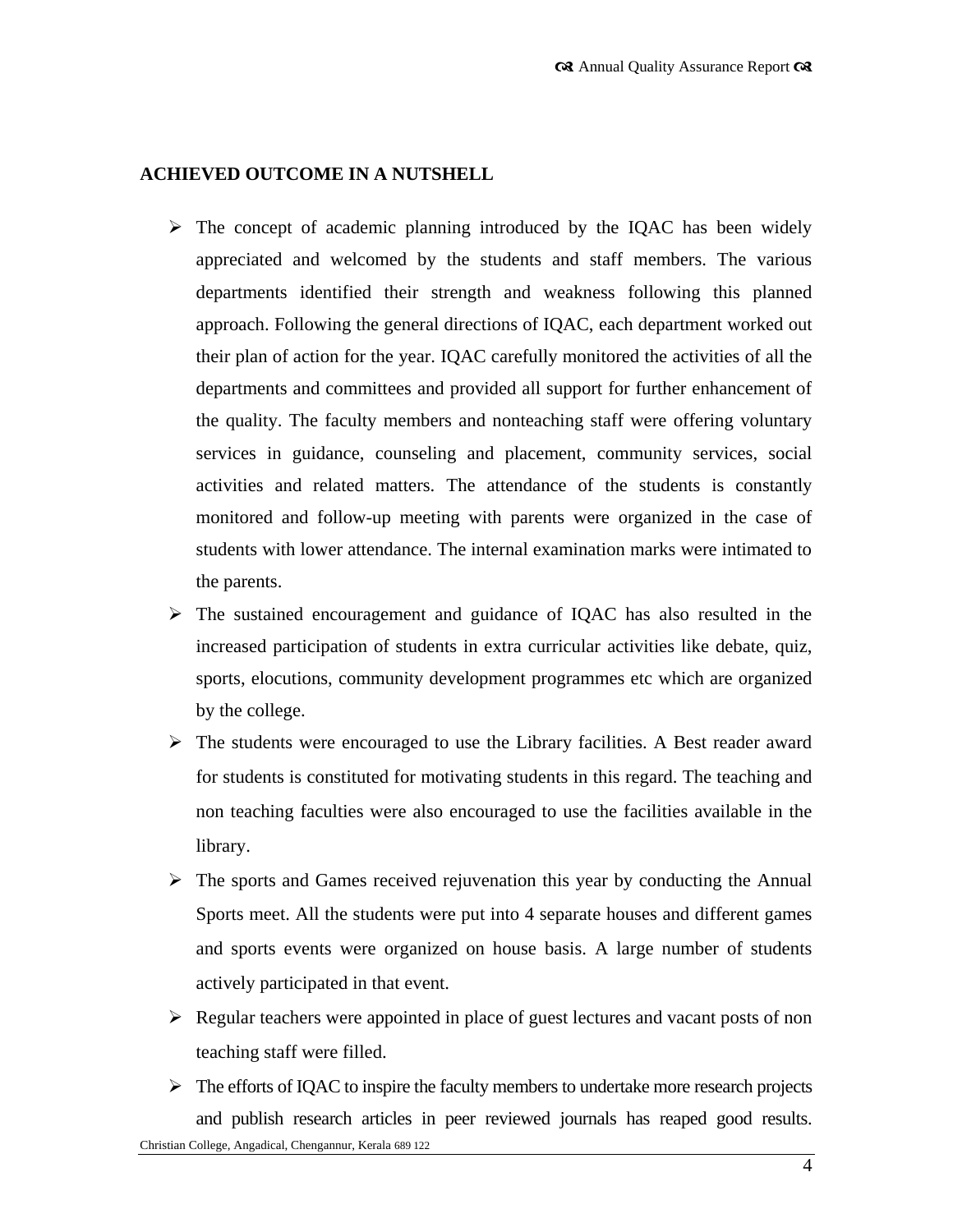**ACHIEVED OUTCOME IN A NUTSHELL**

- The concept of academic planning introduced by the IQAC has been widely appreciated and welcomed by the students and staff members. The various departments identified their strength and weakness following this planned approach. Following the general directions of IQAC, each department worked out their plan of action for the year. IQAC carefully monitored the activities of all the departments and committees and provided all support for further enhancement of the quality. The faculty members and nonteaching staff were offering voluntary services in guidance, counseling and placement, community services, social activities and related matters. The attendance of the students is constantly monitored and follow-up meeting with parents were organized in the case of students with lower attendance. The internal examination marks were intimated to the parents.
- The sustained encouragement and guidance of IQAC has also resulted in the increased participation of students in extra curricular activities like debate, quiz, sports, elocutions, community development programmes etc which are organized by the college.
- The students were encouraged to use the Library facilities. A Best reader award for students is constituted for motivating students in this regard. The teaching and non teaching faculties were also encouraged to use the facilities available in the library.
- The sports and Games received rejuvenation this year by conducting the Annual Sports meet. All the students were put into 4 separate houses and different games and sports events were organized on house basis. A large number of students actively participated in that event.
- Regular teachers were appointed in place of guest lectures and vacant posts of non teaching staff were filled.
- The efforts of IQAC to inspire the faculty members to undertake more research projects and publish research articles in peer reviewed journals has reaped good results.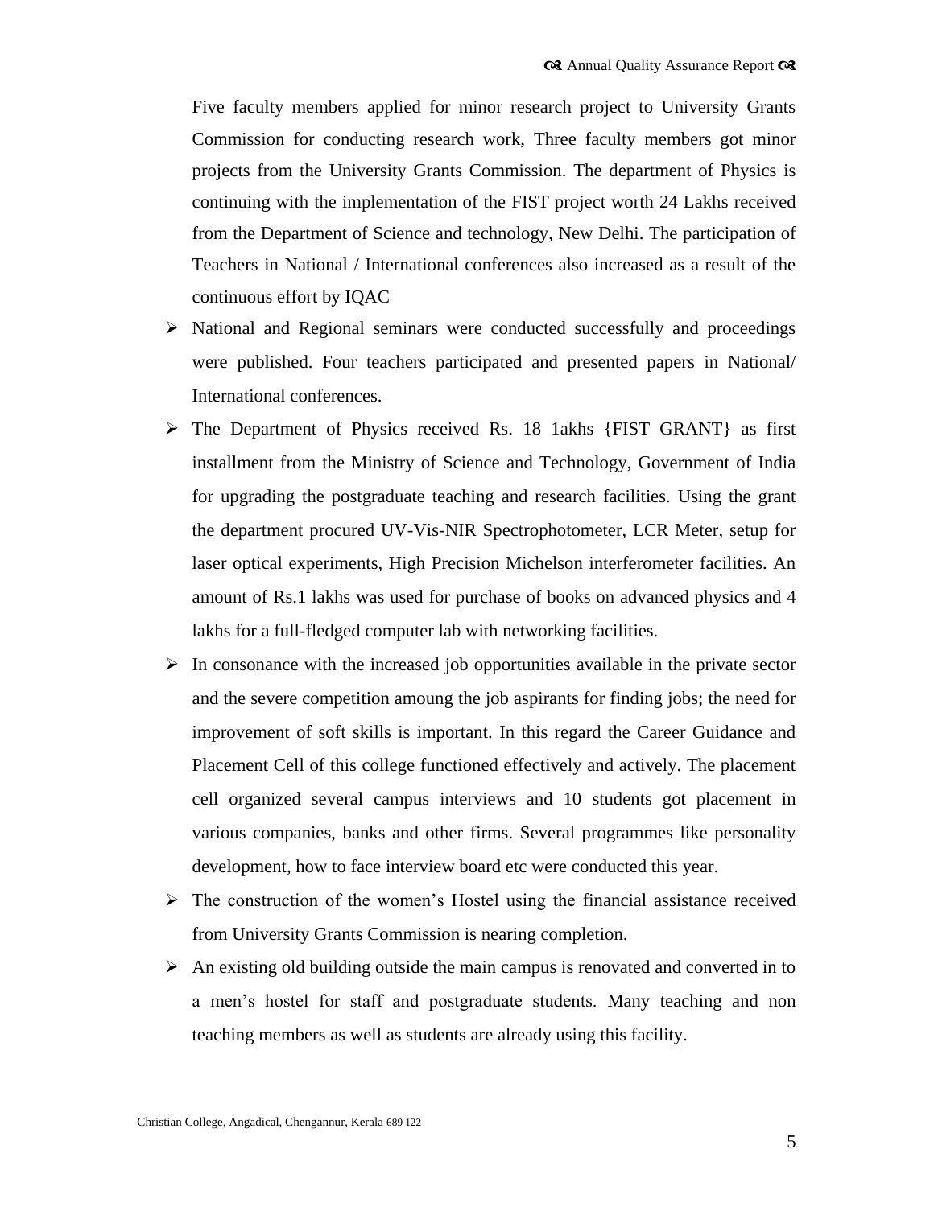Five faculty members applied for minor research project to University Grants Commission for conducting research work, Three faculty members got minor projects from the University Grants Commission. The department of Physics is continuing with the implementation of the FIST project worth 24 Lakhs received from the Department of Science and technology, New Delhi. The participation of Teachers in National / International conferences also increased as a result of the continuous effort by IQAC

- National and Regional seminars were conducted successfully and proceedings were published. Four teachers participated and presented papers in National/ International conferences.
- The Department of Physics received Rs. 18 1akhs {FIST GRANT} as first installment from the Ministry of Science and Technology, Government of India for upgrading the postgraduate teaching and research facilities. Using the grant the department procured UV-Vis-NIR Spectrophotometer, LCR Meter, setup for laser optical experiments, High Precision Michelson interferometer facilities. An amount of Rs.1 lakhs was used for purchase of books on advanced physics and 4 lakhs for a full-fledged computer lab with networking facilities.
- In consonance with the increased job opportunities available in the private sector and the severe competition amoung the job aspirants for finding jobs; the need for improvement of soft skills is important. In this regard the Career Guidance and Placement Cell of this college functioned effectively and actively. The placement cell organized several campus interviews and 10 students got placement in various companies, banks and other firms. Several programmes like personality development, how to face interview board etc were conducted this year.
- The construction of the women's Hostel using the financial assistance received from University Grants Commission is nearing completion.
- An existing old building outside the main campus is renovated and converted in to a men's hostel for staff and postgraduate students. Many teaching and non teaching members as well as students are already using this facility.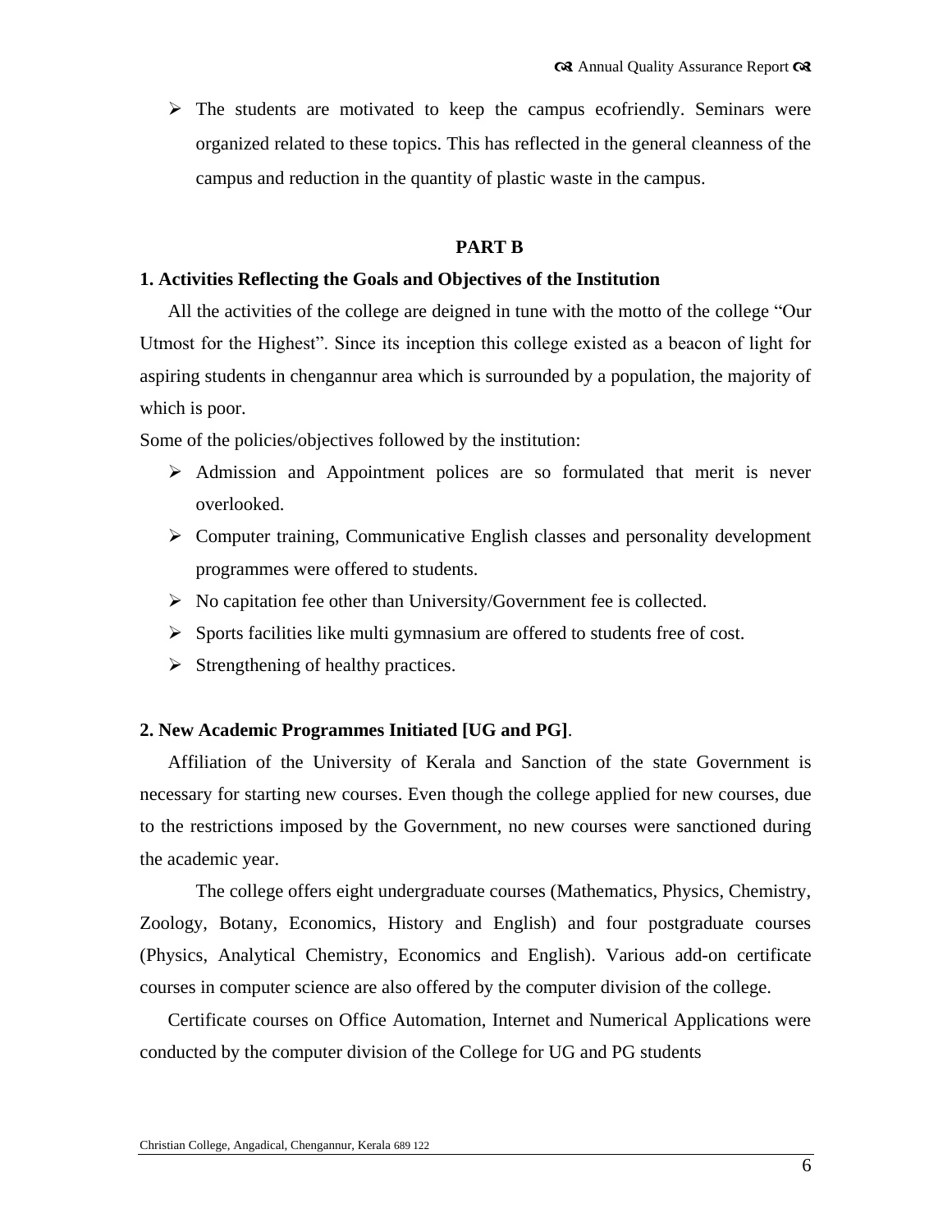- The students are motivated to keep the campus ecofriendly. Seminars were organized related to these topics. This has reflected in the general cleanness of the campus and reduction in the quantity of plastic waste in the campus.

## PART B

### 1. Activities Reflecting the Goals and Objectives of the Institution

All the activities of the college are deigned in tune with the motto of the college "Our Utmost for the Highest". Since its inception this college existed as a beacon of light for aspiring students in chengannur area which is surrounded by a population, the majority of which is poor.

Some of the policies/objectives followed by the institution:

- Admission and Appointment polices are so formulated that merit is never overlooked.
- Computer training, Communicative English classes and personality development programmes were offered to students.
- No capitation fee other than University/Government fee is collected.
- Sports facilities like multi gymnasium are offered to students free of cost.
- Strengthening of healthy practices.

### 2. New Academic Programmes Initiated [UG and PG].

Affiliation of the University of Kerala and Sanction of the state Government is necessary for starting new courses. Even though the college applied for new courses, due to the restrictions imposed by the Government, no new courses were sanctioned during the academic year.

The college offers eight undergraduate courses (Mathematics, Physics, Chemistry, Zoology, Botany, Economics, History and English) and four postgraduate courses (Physics, Analytical Chemistry, Economics and English). Various add-on certificate courses in computer science are also offered by the computer division of the college.

Certificate courses on Office Automation, Internet and Numerical Applications were conducted by the computer division of the College for UG and PG students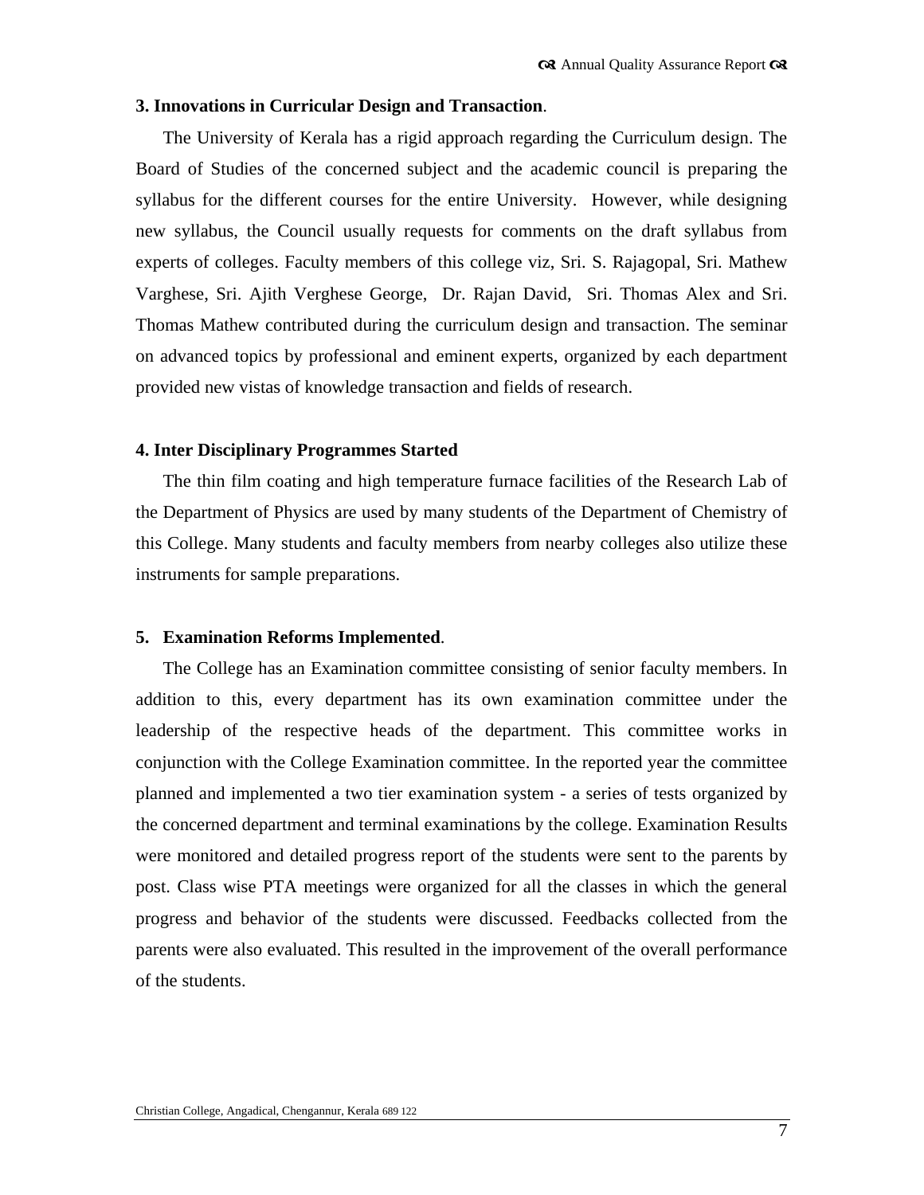**3. Innovations in Curricular Design and Transaction**.

The University of Kerala has a rigid approach regarding the Curriculum design. The Board of Studies of the concerned subject and the academic council is preparing the syllabus for the different courses for the entire University. However, while designing new syllabus, the Council usually requests for comments on the draft syllabus from experts of colleges. Faculty members of this college viz, Sri. S. Rajagopal, Sri. Mathew Varghese, Sri. Ajith Verghese George, Dr. Rajan David, Sri. Thomas Alex and Sri. Thomas Mathew contributed during the curriculum design and transaction. The seminar on advanced topics by professional and eminent experts, organized by each department provided new vistas of knowledge transaction and fields of research.

**4. Inter Disciplinary Programmes Started**

The thin film coating and high temperature furnace facilities of the Research Lab of the Department of Physics are used by many students of the Department of Chemistry of this College. Many students and faculty members from nearby colleges also utilize these instruments for sample preparations.

**5. Examination Reforms Implemented**.

The College has an Examination committee consisting of senior faculty members. In addition to this, every department has its own examination committee under the leadership of the respective heads of the department. This committee works in conjunction with the College Examination committee. In the reported year the committee planned and implemented a two tier examination system - a series of tests organized by the concerned department and terminal examinations by the college. Examination Results were monitored and detailed progress report of the students were sent to the parents by post. Class wise PTA meetings were organized for all the classes in which the general progress and behavior of the students were discussed. Feedbacks collected from the parents were also evaluated. This resulted in the improvement of the overall performance of the students.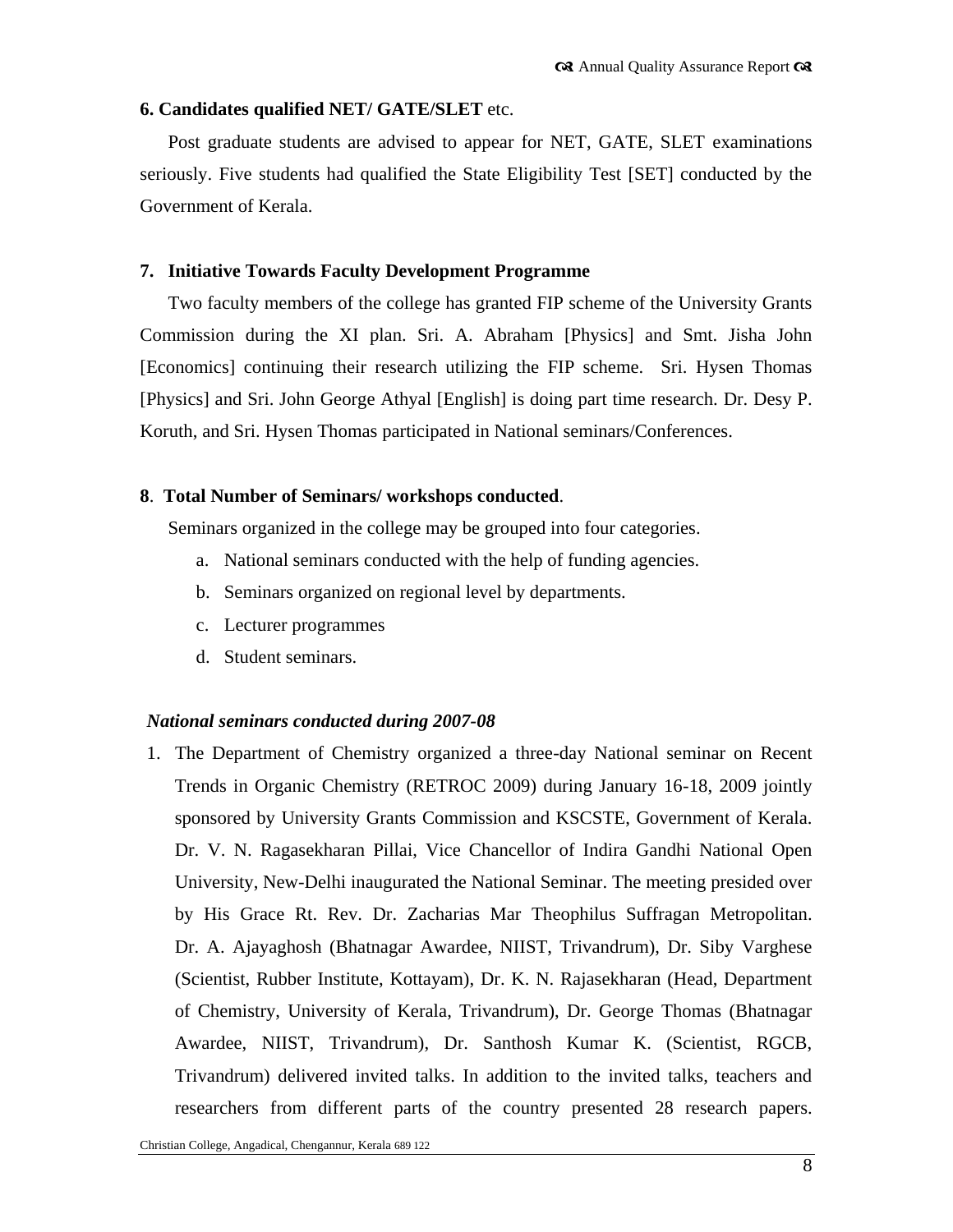**6. Candidates qualified NET/ GATE/SLET** etc.

Post graduate students are advised to appear for NET, GATE, SLET examinations seriously. Five students had qualified the State Eligibility Test [SET] conducted by the Government of Kerala.

**7. Initiative Towards Faculty Development Programme**

Two faculty members of the college has granted FIP scheme of the University Grants Commission during the XI plan. Sri. A. Abraham [Physics] and Smt. Jisha John [Economics] continuing their research utilizing the FIP scheme. Sri. Hysen Thomas [Physics] and Sri. John George Athyal [English] is doing part time research. Dr. Desy P. Koruth, and Sri. Hysen Thomas participated in National seminars/Conferences.

**8**. **Total Number of Seminars/ workshops conducted**.

Seminars organized in the college may be grouped into four categories.

a. National seminars conducted with the help of funding agencies.
b. Seminars organized on regional level by departments.
c. Lecturer programmes
d. Student seminars.

***National seminars conducted during 2007-08***

1. The Department of Chemistry organized a three-day National seminar on Recent Trends in Organic Chemistry (RETROC 2009) during January 16-18, 2009 jointly sponsored by University Grants Commission and KSCSTE, Government of Kerala. Dr. V. N. Ragasekharan Pillai, Vice Chancellor of Indira Gandhi National Open University, New-Delhi inaugurated the National Seminar. The meeting presided over by His Grace Rt. Rev. Dr. Zacharias Mar Theophilus Suffragan Metropolitan. Dr. A. Ajayaghosh (Bhatnagar Awardee, NIIST, Trivandrum), Dr. Siby Varghese (Scientist, Rubber Institute, Kottayam), Dr. K. N. Rajasekharan (Head, Department of Chemistry, University of Kerala, Trivandrum), Dr. George Thomas (Bhatnagar Awardee, NIIST, Trivandrum), Dr. Santhosh Kumar K. (Scientist, RGCB, Trivandrum) delivered invited talks. In addition to the invited talks, teachers and researchers from different parts of the country presented 28 research papers.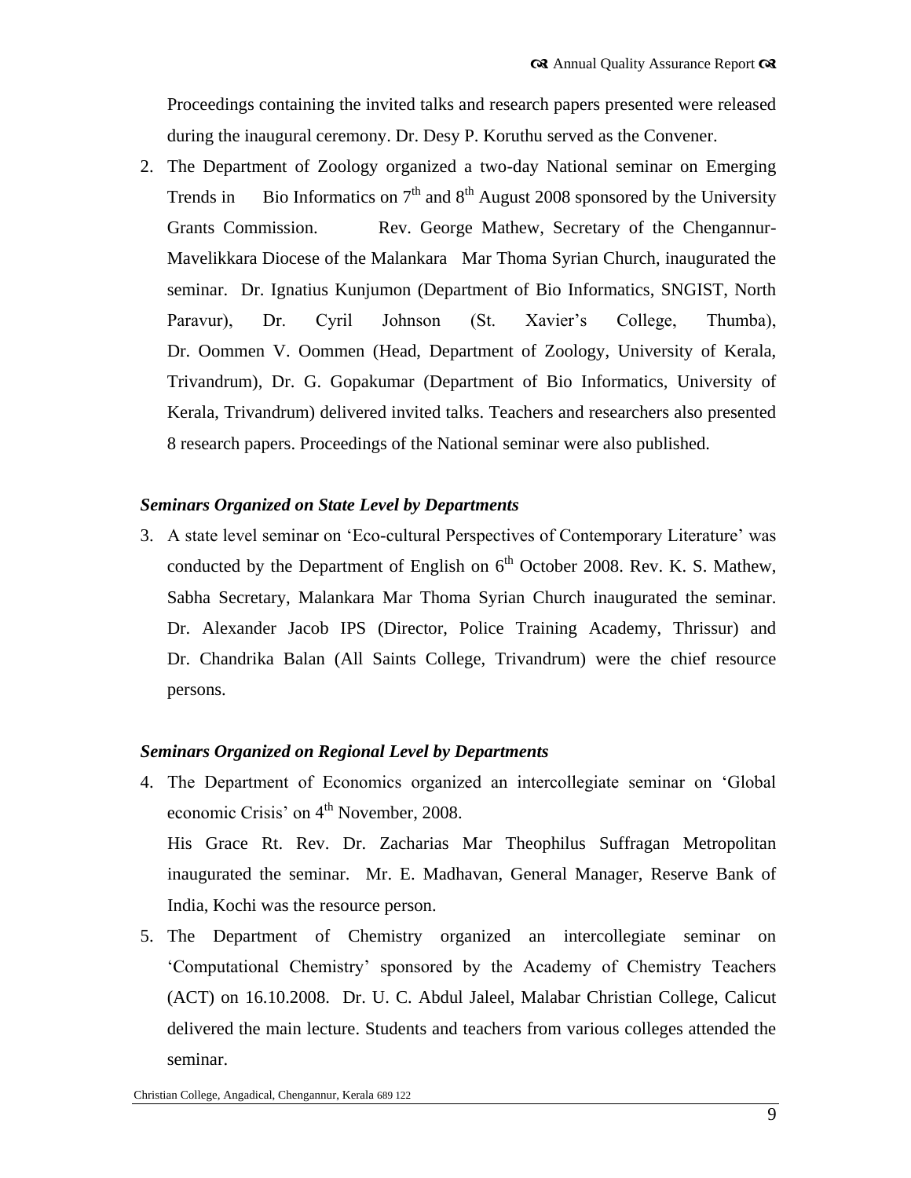Proceedings containing the invited talks and research papers presented were released during the inaugural ceremony. Dr. Desy P. Koruthu served as the Convener.

2. The Department of Zoology organized a two-day National seminar on Emerging Trends in Bio Informatics on 7th and 8th August 2008 sponsored by the University Grants Commission. Rev. George Mathew, Secretary of the Chengannur-Mavelikkara Diocese of the Malankara Mar Thoma Syrian Church, inaugurated the seminar. Dr. Ignatius Kunjumon (Department of Bio Informatics, SNGIST, North Paravur), Dr. Cyril Johnson (St. Xavier's College, Thumba), Dr. Oommen V. Oommen (Head, Department of Zoology, University of Kerala, Trivandrum), Dr. G. Gopakumar (Department of Bio Informatics, University of Kerala, Trivandrum) delivered invited talks. Teachers and researchers also presented 8 research papers. Proceedings of the National seminar were also published.

***Seminars Organized on State Level by Departments***

3. A state level seminar on 'Eco-cultural Perspectives of Contemporary Literature' was conducted by the Department of English on 6th October 2008. Rev. K. S. Mathew, Sabha Secretary, Malankara Mar Thoma Syrian Church inaugurated the seminar. Dr. Alexander Jacob IPS (Director, Police Training Academy, Thrissur) and Dr. Chandrika Balan (All Saints College, Trivandrum) were the chief resource persons.

***Seminars Organized on Regional Level by Departments***

4. The Department of Economics organized an intercollegiate seminar on 'Global economic Crisis' on 4th November, 2008.

   His Grace Rt. Rev. Dr. Zacharias Mar Theophilus Suffragan Metropolitan inaugurated the seminar. Mr. E. Madhavan, General Manager, Reserve Bank of India, Kochi was the resource person.

5. The Department of Chemistry organized an intercollegiate seminar on 'Computational Chemistry' sponsored by the Academy of Chemistry Teachers (ACT) on 16.10.2008. Dr. U. C. Abdul Jaleel, Malabar Christian College, Calicut delivered the main lecture. Students and teachers from various colleges attended the seminar.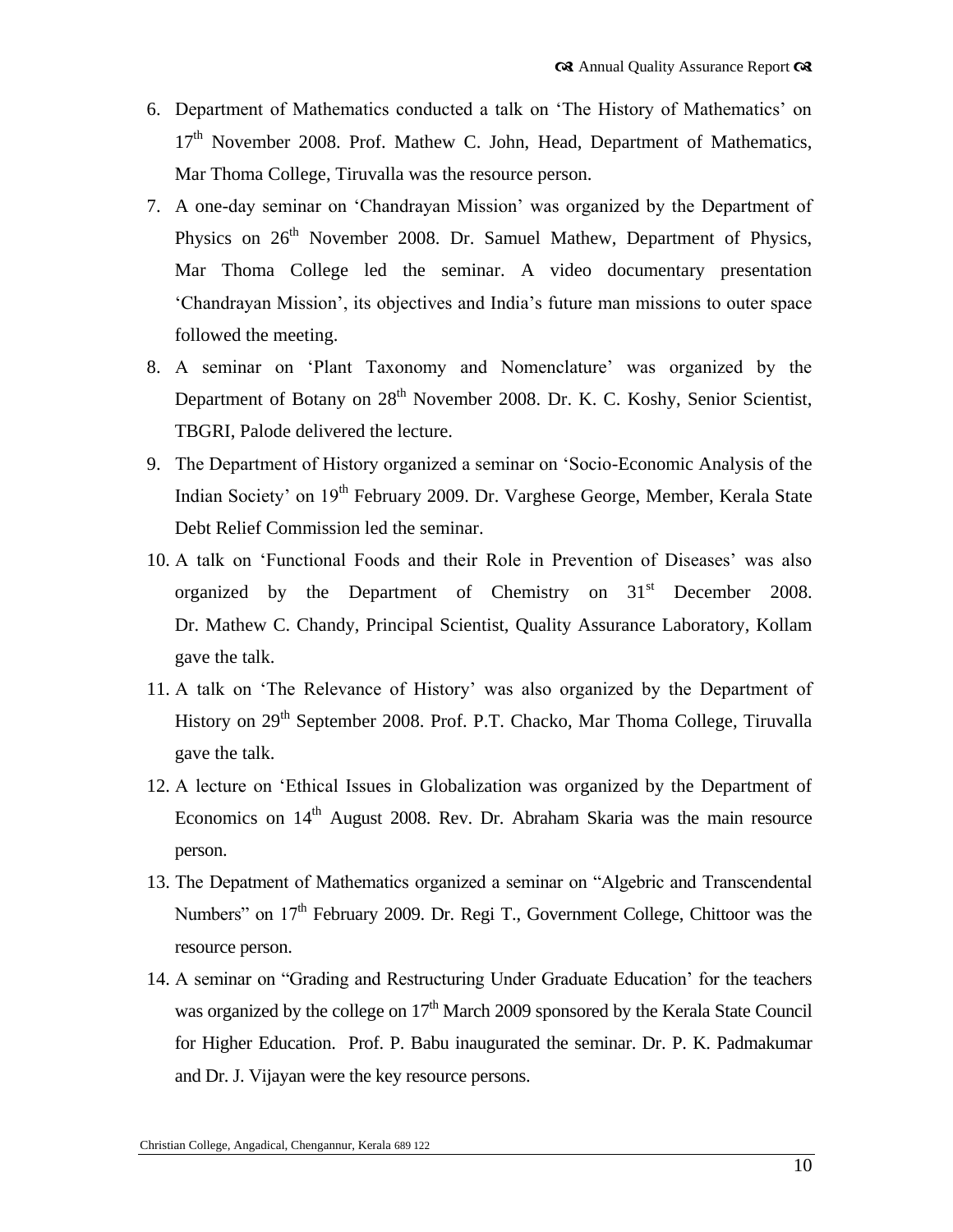6. Department of Mathematics conducted a talk on 'The History of Mathematics' on 17th November 2008. Prof. Mathew C. John, Head, Department of Mathematics, Mar Thoma College, Tiruvalla was the resource person.
7. A one-day seminar on 'Chandrayan Mission' was organized by the Department of Physics on 26th November 2008. Dr. Samuel Mathew, Department of Physics, Mar Thoma College led the seminar. A video documentary presentation 'Chandrayan Mission', its objectives and India's future man missions to outer space followed the meeting.
8. A seminar on 'Plant Taxonomy and Nomenclature' was organized by the Department of Botany on 28th November 2008. Dr. K. C. Koshy, Senior Scientist, TBGRI, Palode delivered the lecture.
9. The Department of History organized a seminar on 'Socio-Economic Analysis of the Indian Society' on 19th February 2009. Dr. Varghese George, Member, Kerala State Debt Relief Commission led the seminar.
10. A talk on 'Functional Foods and their Role in Prevention of Diseases' was also organized by the Department of Chemistry on 31st December 2008. Dr. Mathew C. Chandy, Principal Scientist, Quality Assurance Laboratory, Kollam gave the talk.
11. A talk on 'The Relevance of History' was also organized by the Department of History on 29th September 2008. Prof. P.T. Chacko, Mar Thoma College, Tiruvalla gave the talk.
12. A lecture on 'Ethical Issues in Globalization was organized by the Department of Economics on 14th August 2008. Rev. Dr. Abraham Skaria was the main resource person.
13. The Depatment of Mathematics organized a seminar on "Algebric and Transcendental Numbers" on 17th February 2009. Dr. Regi T., Government College, Chittoor was the resource person.
14. A seminar on "Grading and Restructuring Under Graduate Education' for the teachers was organized by the college on 17th March 2009 sponsored by the Kerala State Council for Higher Education. Prof. P. Babu inaugurated the seminar. Dr. P. K. Padmakumar and Dr. J. Vijayan were the key resource persons.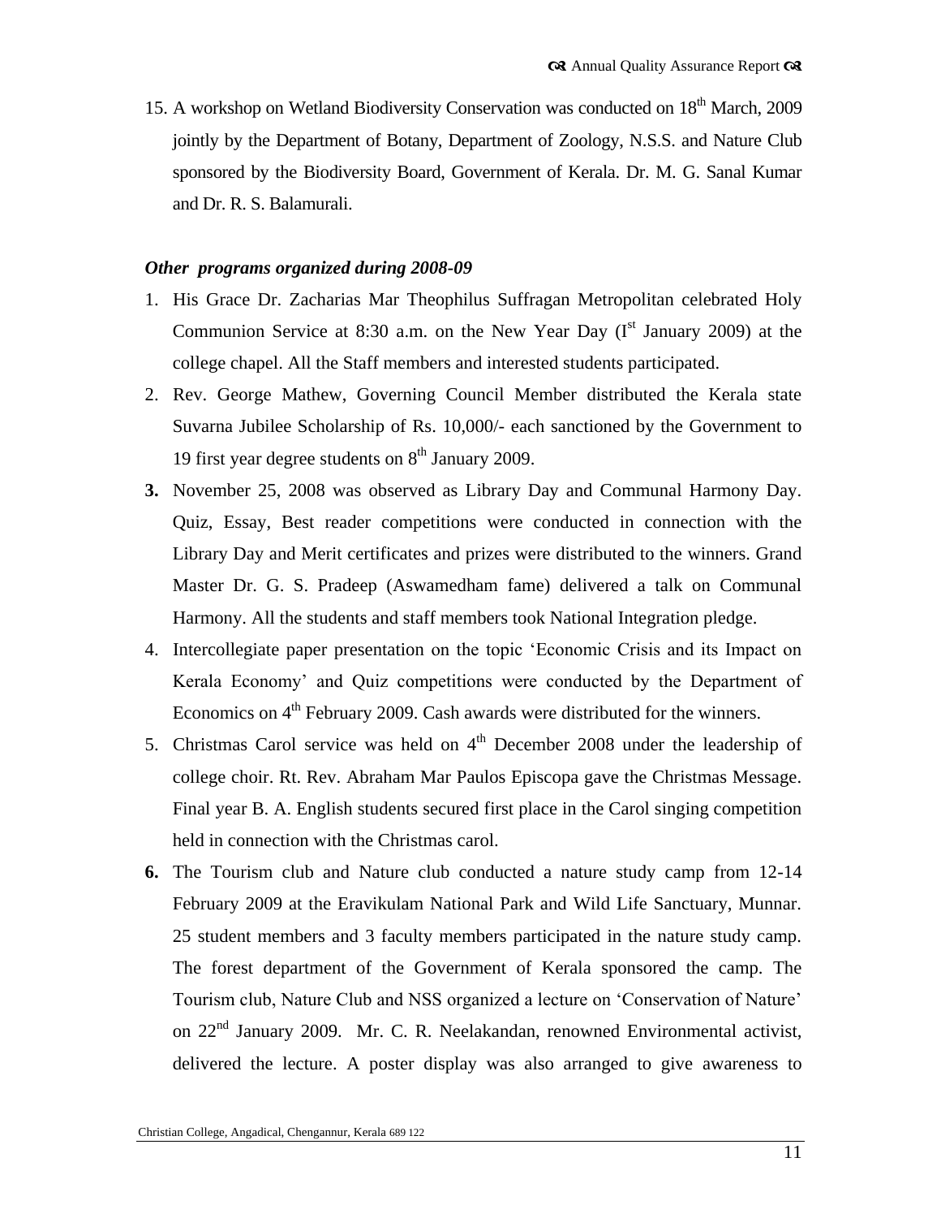15. A workshop on Wetland Biodiversity Conservation was conducted on 18th March, 2009 jointly by the Department of Botany, Department of Zoology, N.S.S. and Nature Club sponsored by the Biodiversity Board, Government of Kerala. Dr. M. G. Sanal Kumar and Dr. R. S. Balamurali.

***Other programs organized during 2008-09***

1. His Grace Dr. Zacharias Mar Theophilus Suffragan Metropolitan celebrated Holy Communion Service at 8:30 a.m. on the New Year Day (Ist January 2009) at the college chapel. All the Staff members and interested students participated.
2. Rev. George Mathew, Governing Council Member distributed the Kerala state Suvarna Jubilee Scholarship of Rs. 10,000/- each sanctioned by the Government to 19 first year degree students on 8th January 2009.
3. November 25, 2008 was observed as Library Day and Communal Harmony Day. Quiz, Essay, Best reader competitions were conducted in connection with the Library Day and Merit certificates and prizes were distributed to the winners. Grand Master Dr. G. S. Pradeep (Aswamedham fame) delivered a talk on Communal Harmony. All the students and staff members took National Integration pledge.
4. Intercollegiate paper presentation on the topic 'Economic Crisis and its Impact on Kerala Economy' and Quiz competitions were conducted by the Department of Economics on 4th February 2009. Cash awards were distributed for the winners.
5. Christmas Carol service was held on 4th December 2008 under the leadership of college choir. Rt. Rev. Abraham Mar Paulos Episcopa gave the Christmas Message. Final year B. A. English students secured first place in the Carol singing competition held in connection with the Christmas carol.
6. The Tourism club and Nature club conducted a nature study camp from 12-14 February 2009 at the Eravikulam National Park and Wild Life Sanctuary, Munnar. 25 student members and 3 faculty members participated in the nature study camp. The forest department of the Government of Kerala sponsored the camp. The Tourism club, Nature Club and NSS organized a lecture on 'Conservation of Nature' on 22nd January 2009. Mr. C. R. Neelakandan, renowned Environmental activist, delivered the lecture. A poster display was also arranged to give awareness to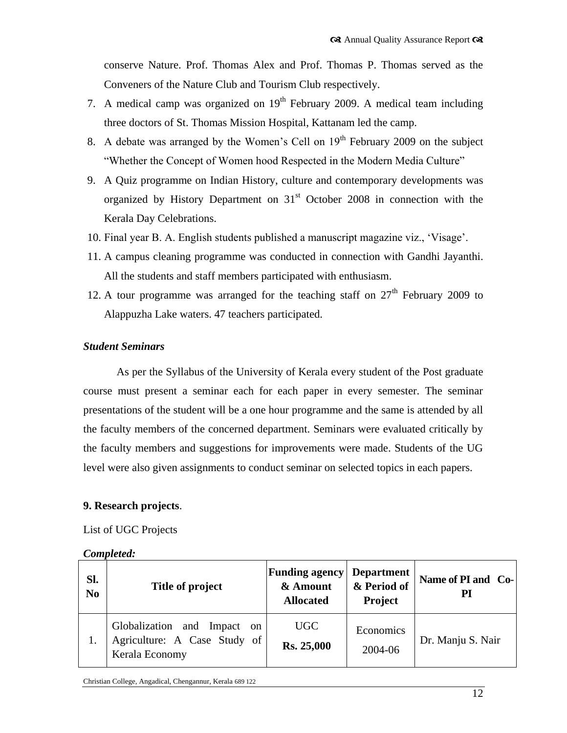conserve Nature. Prof. Thomas Alex and Prof. Thomas P. Thomas served as the Conveners of the Nature Club and Tourism Club respectively.

7. A medical camp was organized on 19th February 2009. A medical team including three doctors of St. Thomas Mission Hospital, Kattanam led the camp.
8. A debate was arranged by the Women's Cell on 19th February 2009 on the subject "Whether the Concept of Women hood Respected in the Modern Media Culture"
9. A Quiz programme on Indian History, culture and contemporary developments was organized by History Department on 31st October 2008 in connection with the Kerala Day Celebrations.
10. Final year B. A. English students published a manuscript magazine viz., 'Visage'.
11. A campus cleaning programme was conducted in connection with Gandhi Jayanthi. All the students and staff members participated with enthusiasm.
12. A tour programme was arranged for the teaching staff on 27th February 2009 to Alappuzha Lake waters. 47 teachers participated.

***Student Seminars***

As per the Syllabus of the University of Kerala every student of the Post graduate course must present a seminar each for each paper in every semester. The seminar presentations of the student will be a one hour programme and the same is attended by all the faculty members of the concerned department. Seminars were evaluated critically by the faculty members and suggestions for improvements were made. Students of the UG level were also given assignments to conduct seminar on selected topics in each papers.

**9. Research projects**.

List of UGC Projects

***Completed:***

| Sl. No | Title of project | Funding agency & Amount Allocated | Department & Period of Project | Name of PI and Co-PI |
|---|---|---|---|---|
| 1. | Globalization and Impact on Agriculture: A Case Study of Kerala Economy | UGC **Rs. 25,000** | Economics 2004-06 | Dr. Manju S. Nair |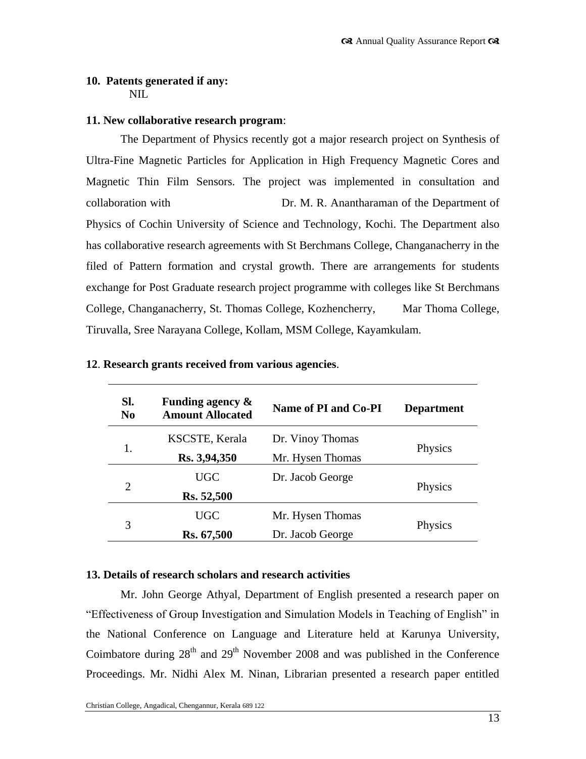**10. Patents generated if any:**

NIL

**11. New collaborative research program**:

The Department of Physics recently got a major research project on Synthesis of Ultra-Fine Magnetic Particles for Application in High Frequency Magnetic Cores and Magnetic Thin Film Sensors. The project was implemented in consultation and collaboration with Dr. M. R. Anantharaman of the Department of Physics of Cochin University of Science and Technology, Kochi. The Department also has collaborative research agreements with St Berchmans College, Changanacherry in the filed of Pattern formation and crystal growth. There are arrangements for students exchange for Post Graduate research project programme with colleges like St Berchmans College, Changanacherry, St. Thomas College, Kozhencherry, Mar Thoma College, Tiruvalla, Sree Narayana College, Kollam, MSM College, Kayamkulam.

**12**. **Research grants received from various agencies**.

| Sl. No | Funding agency & Amount Allocated | Name of PI and Co-PI | Department |
|---|---|---|---|
| 1. | KSCSTE, Kerala<br>**Rs. 3,94,350** | Dr. Vinoy Thomas<br>Mr. Hysen Thomas | Physics |
| 2 | UGC<br>**Rs. 52,500** | Dr. Jacob George | Physics |
| 3 | UGC<br>**Rs. 67,500** | Mr. Hysen Thomas<br>Dr. Jacob George | Physics |

**13. Details of research scholars and research activities**

Mr. John George Athyal, Department of English presented a research paper on "Effectiveness of Group Investigation and Simulation Models in Teaching of English" in the National Conference on Language and Literature held at Karunya University, Coimbatore during 28th and 29th November 2008 and was published in the Conference Proceedings. Mr. Nidhi Alex M. Ninan, Librarian presented a research paper entitled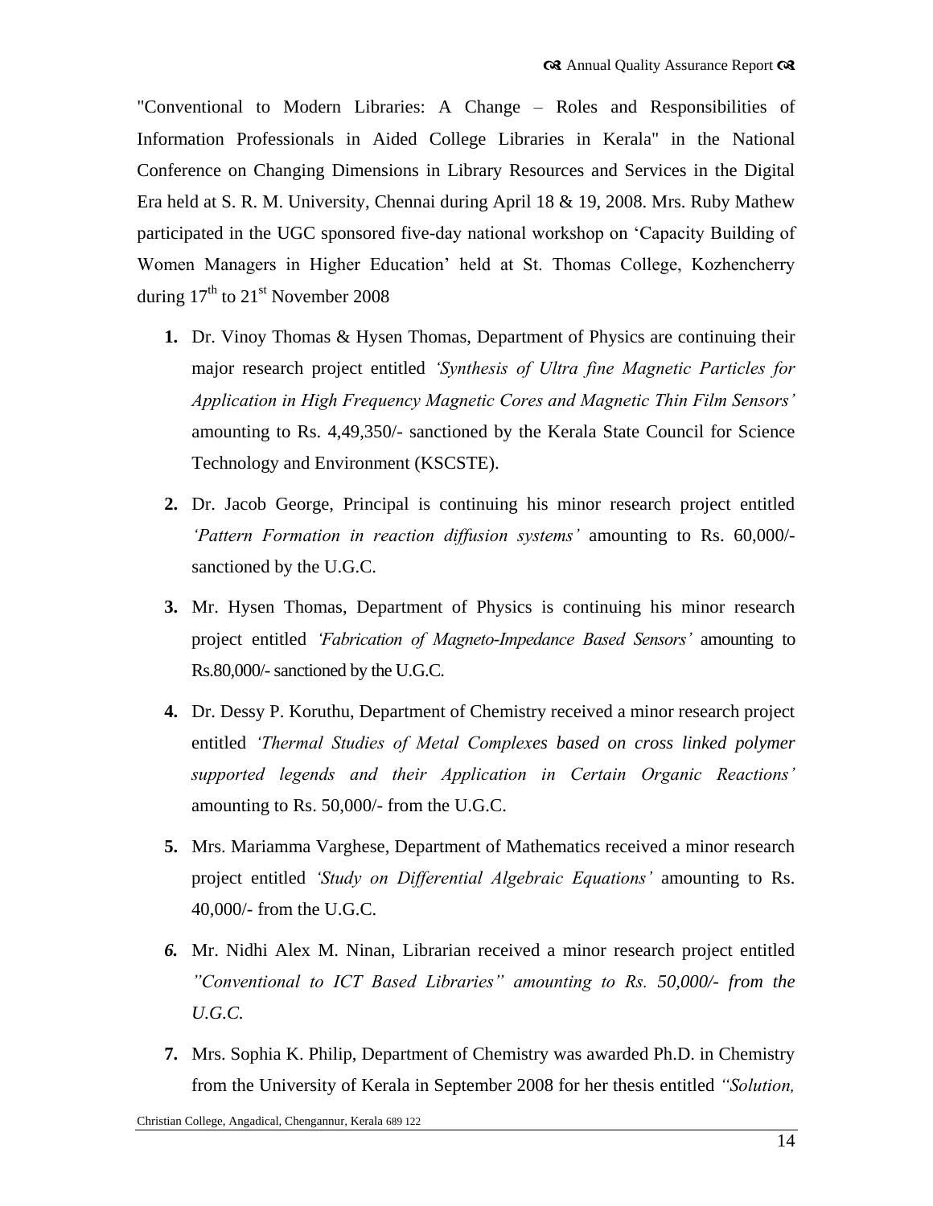"Conventional to Modern Libraries: A Change – Roles and Responsibilities of Information Professionals in Aided College Libraries in Kerala" in the National Conference on Changing Dimensions in Library Resources and Services in the Digital Era held at S. R. M. University, Chennai during April 18 & 19, 2008. Mrs. Ruby Mathew participated in the UGC sponsored five-day national workshop on 'Capacity Building of Women Managers in Higher Education' held at St. Thomas College, Kozhencherry during 17th to 21st November 2008

1. Dr. Vinoy Thomas & Hysen Thomas, Department of Physics are continuing their major research project entitled *'Synthesis of Ultra fine Magnetic Particles for Application in High Frequency Magnetic Cores and Magnetic Thin Film Sensors'* amounting to Rs. 4,49,350/- sanctioned by the Kerala State Council for Science Technology and Environment (KSCSTE).

2. Dr. Jacob George, Principal is continuing his minor research project entitled *'Pattern Formation in reaction diffusion systems'* amounting to Rs. 60,000/- sanctioned by the U.G.C.

3. Mr. Hysen Thomas, Department of Physics is continuing his minor research project entitled *'Fabrication of Magneto-Impedance Based Sensors'* amounting to Rs.80,000/- sanctioned by the U.G.C.

4. Dr. Dessy P. Koruthu, Department of Chemistry received a minor research project entitled *'Thermal Studies of Metal Complexes based on cross linked polymer supported legends and their Application in Certain Organic Reactions'* amounting to Rs. 50,000/- from the U.G.C.

5. Mrs. Mariamma Varghese, Department of Mathematics received a minor research project entitled *'Study on Differential Algebraic Equations'* amounting to Rs. 40,000/- from the U.G.C.

6. Mr. Nidhi Alex M. Ninan, Librarian received a minor research project entitled *"Conventional to ICT Based Libraries" amounting to Rs. 50,000/- from the U.G.C.*

7. Mrs. Sophia K. Philip, Department of Chemistry was awarded Ph.D. in Chemistry from the University of Kerala in September 2008 for her thesis entitled *"Solution,*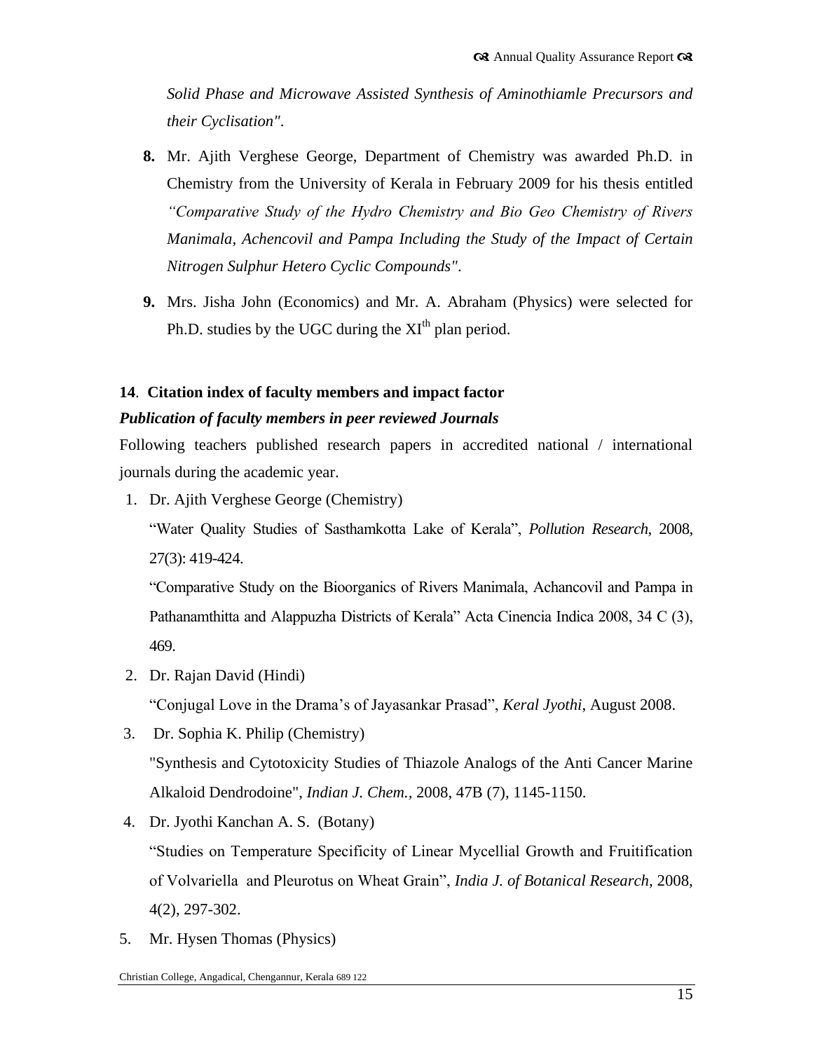*Solid Phase and Microwave Assisted Synthesis of Aminothiamle Precursors and their Cyclisation".*

8. Mr. Ajith Verghese George, Department of Chemistry was awarded Ph.D. in Chemistry from the University of Kerala in February 2009 for his thesis entitled *"Comparative Study of the Hydro Chemistry and Bio Geo Chemistry of Rivers Manimala, Achencovil and Pampa Including the Study of the Impact of Certain Nitrogen Sulphur Hetero Cyclic Compounds".*

9. Mrs. Jisha John (Economics) and Mr. A. Abraham (Physics) were selected for Ph.D. studies by the UGC during the $XI^{th}$ plan period.

**14. Citation index of faculty members and impact factor**

***Publication of faculty members in peer reviewed Journals***

Following teachers published research papers in accredited national / international journals during the academic year.

1. Dr. Ajith Verghese George (Chemistry)

   "Water Quality Studies of Sasthamkotta Lake of Kerala", *Pollution Research*, 2008, 27(3): 419-424.

   "Comparative Study on the Bioorganics of Rivers Manimala, Achancovil and Pampa in Pathanamthitta and Alappuzha Districts of Kerala" Acta Cinencia Indica 2008, 34 C (3), 469.

2. Dr. Rajan David (Hindi)

   "Conjugal Love in the Drama's of Jayasankar Prasad", *Keral Jyothi*, August 2008.

3. Dr. Sophia K. Philip (Chemistry)

   "Synthesis and Cytotoxicity Studies of Thiazole Analogs of the Anti Cancer Marine Alkaloid Dendrodoine", *Indian J. Chem.*, 2008, 47B (7), 1145-1150.

4. Dr. Jyothi Kanchan A. S. (Botany)

   "Studies on Temperature Specificity of Linear Mycellial Growth and Fruitification of Volvariella and Pleurotus on Wheat Grain", *India J. of Botanical Research*, 2008, 4(2), 297-302.

5. Mr. Hysen Thomas (Physics)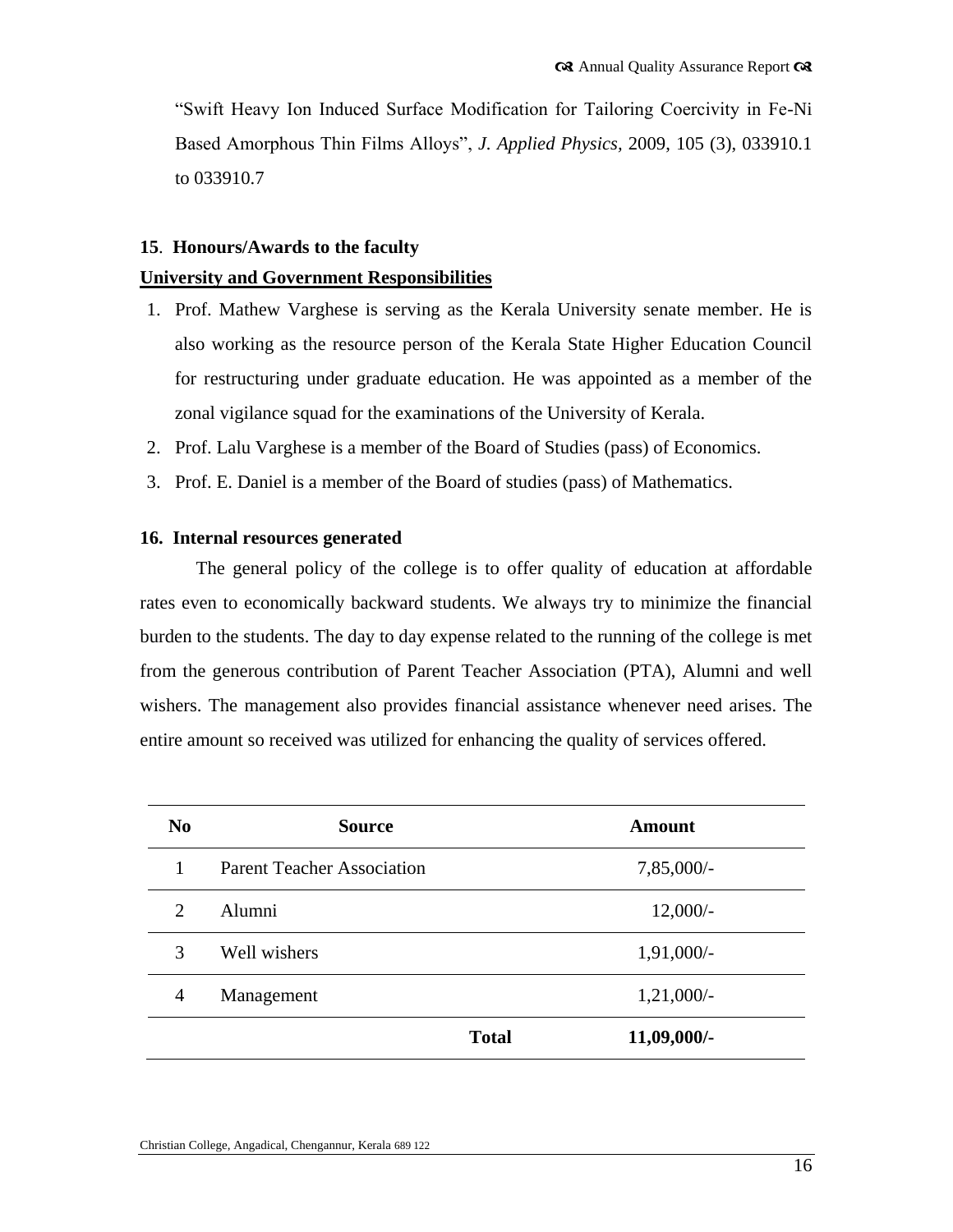"Swift Heavy Ion Induced Surface Modification for Tailoring Coercivity in Fe-Ni Based Amorphous Thin Films Alloys", *J. Applied Physics*, 2009, 105 (3), 033910.1 to 033910.7

**15**. **Honours/Awards to the faculty**

**University and Government Responsibilities**

1. Prof. Mathew Varghese is serving as the Kerala University senate member. He is also working as the resource person of the Kerala State Higher Education Council for restructuring under graduate education. He was appointed as a member of the zonal vigilance squad for the examinations of the University of Kerala.
2. Prof. Lalu Varghese is a member of the Board of Studies (pass) of Economics.
3. Prof. E. Daniel is a member of the Board of studies (pass) of Mathematics.

**16. Internal resources generated**

The general policy of the college is to offer quality of education at affordable rates even to economically backward students. We always try to minimize the financial burden to the students. The day to day expense related to the running of the college is met from the generous contribution of Parent Teacher Association (PTA), Alumni and well wishers. The management also provides financial assistance whenever need arises. The entire amount so received was utilized for enhancing the quality of services offered.

| No | Source | Amount |
|---|---|---|
| 1 | Parent Teacher Association | 7,85,000/- |
| 2 | Alumni | 12,000/- |
| 3 | Well wishers | 1,91,000/- |
| 4 | Management | 1,21,000/- |
| | **Total** | **11,09,000/-** |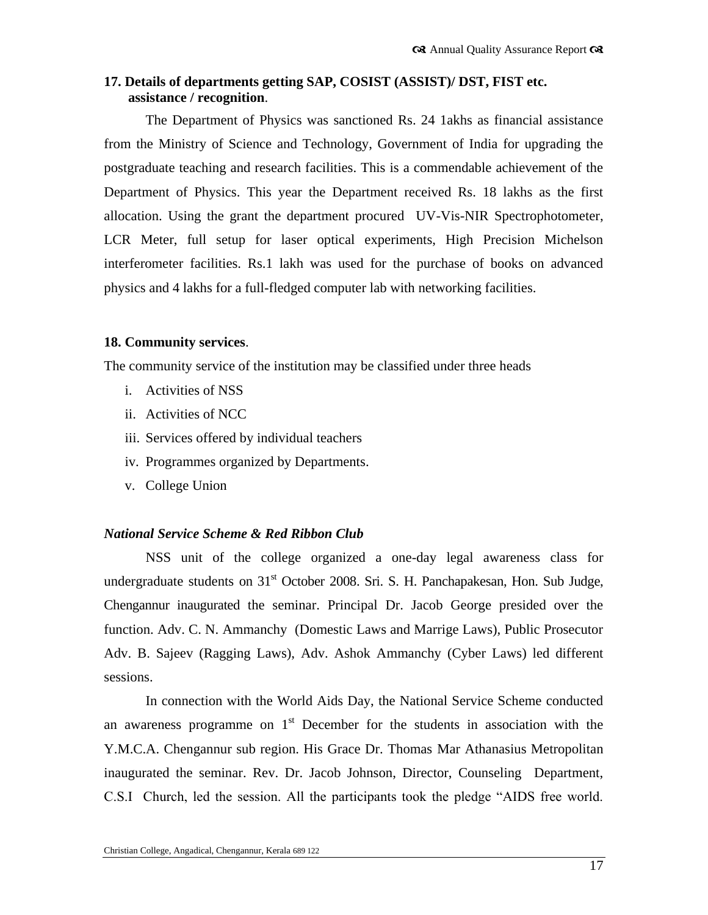## 17. Details of departments getting SAP, COSIST (ASSIST)/ DST, FIST etc. assistance / recognition.

The Department of Physics was sanctioned Rs. 24 1akhs as financial assistance from the Ministry of Science and Technology, Government of India for upgrading the postgraduate teaching and research facilities. This is a commendable achievement of the Department of Physics. This year the Department received Rs. 18 lakhs as the first allocation. Using the grant the department procured UV-Vis-NIR Spectrophotometer, LCR Meter, full setup for laser optical experiments, High Precision Michelson interferometer facilities. Rs.1 lakh was used for the purchase of books on advanced physics and 4 lakhs for a full-fledged computer lab with networking facilities.

## 18. Community services.

The community service of the institution may be classified under three heads

i. Activities of NSS
ii. Activities of NCC
iii. Services offered by individual teachers
iv. Programmes organized by Departments.
v. College Union

***National Service Scheme & Red Ribbon Club***

NSS unit of the college organized a one-day legal awareness class for undergraduate students on 31st October 2008. Sri. S. H. Panchapakesan, Hon. Sub Judge, Chengannur inaugurated the seminar. Principal Dr. Jacob George presided over the function. Adv. C. N. Ammanchy (Domestic Laws and Marrige Laws), Public Prosecutor Adv. B. Sajeev (Ragging Laws), Adv. Ashok Ammanchy (Cyber Laws) led different sessions.

In connection with the World Aids Day, the National Service Scheme conducted an awareness programme on 1st December for the students in association with the Y.M.C.A. Chengannur sub region. His Grace Dr. Thomas Mar Athanasius Metropolitan inaugurated the seminar. Rev. Dr. Jacob Johnson, Director, Counseling Department, C.S.I Church, led the session. All the participants took the pledge "AIDS free world.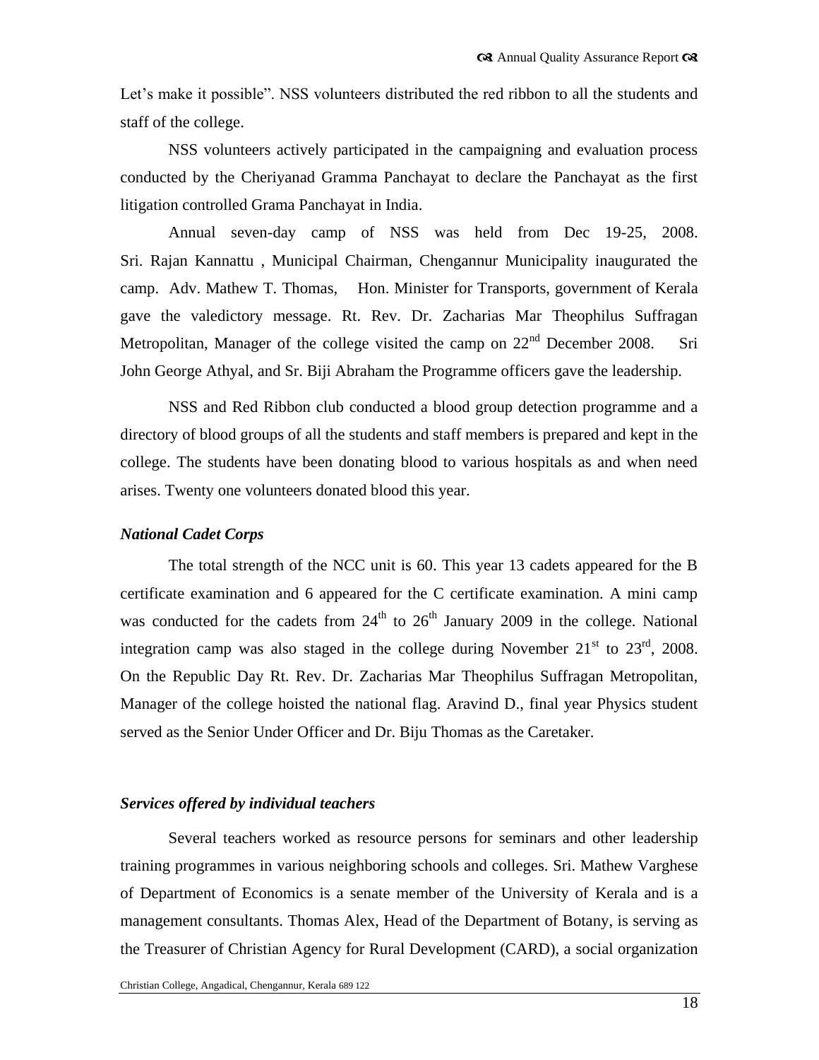Let's make it possible". NSS volunteers distributed the red ribbon to all the students and staff of the college.

NSS volunteers actively participated in the campaigning and evaluation process conducted by the Cheriyanad Gramma Panchayat to declare the Panchayat as the first litigation controlled Grama Panchayat in India.

Annual seven-day camp of NSS was held from Dec 19-25, 2008. Sri. Rajan Kannattu , Municipal Chairman, Chengannur Municipality inaugurated the camp. Adv. Mathew T. Thomas, Hon. Minister for Transports, government of Kerala gave the valedictory message. Rt. Rev. Dr. Zacharias Mar Theophilus Suffragan Metropolitan, Manager of the college visited the camp on 22nd December 2008. Sri John George Athyal, and Sr. Biji Abraham the Programme officers gave the leadership.

NSS and Red Ribbon club conducted a blood group detection programme and a directory of blood groups of all the students and staff members is prepared and kept in the college. The students have been donating blood to various hospitals as and when need arises. Twenty one volunteers donated blood this year.

### *National Cadet Corps*

The total strength of the NCC unit is 60. This year 13 cadets appeared for the B certificate examination and 6 appeared for the C certificate examination. A mini camp was conducted for the cadets from 24th to 26th January 2009 in the college. National integration camp was also staged in the college during November 21st to 23rd, 2008. On the Republic Day Rt. Rev. Dr. Zacharias Mar Theophilus Suffragan Metropolitan, Manager of the college hoisted the national flag. Aravind D., final year Physics student served as the Senior Under Officer and Dr. Biju Thomas as the Caretaker.

### *Services offered by individual teachers*

Several teachers worked as resource persons for seminars and other leadership training programmes in various neighboring schools and colleges. Sri. Mathew Varghese of Department of Economics is a senate member of the University of Kerala and is a management consultants. Thomas Alex, Head of the Department of Botany, is serving as the Treasurer of Christian Agency for Rural Development (CARD), a social organization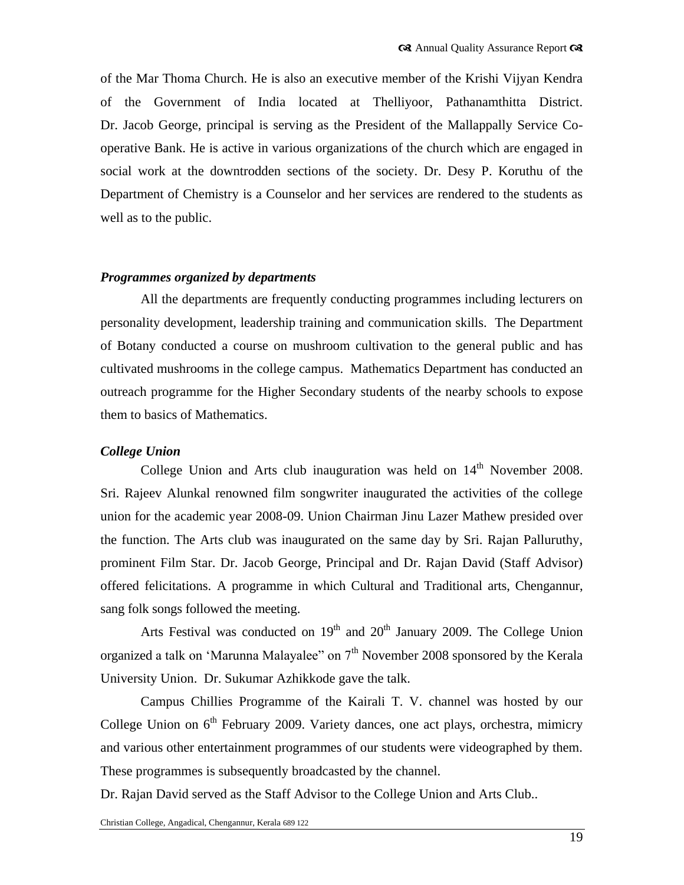of the Mar Thoma Church. He is also an executive member of the Krishi Vijyan Kendra of the Government of India located at Thelliyoor, Pathanamthitta District. Dr. Jacob George, principal is serving as the President of the Mallappally Service Co-operative Bank. He is active in various organizations of the church which are engaged in social work at the downtrodden sections of the society. Dr. Desy P. Koruthu of the Department of Chemistry is a Counselor and her services are rendered to the students as well as to the public.

***Programmes organized by departments***

All the departments are frequently conducting programmes including lecturers on personality development, leadership training and communication skills. The Department of Botany conducted a course on mushroom cultivation to the general public and has cultivated mushrooms in the college campus. Mathematics Department has conducted an outreach programme for the Higher Secondary students of the nearby schools to expose them to basics of Mathematics.

***College Union***

College Union and Arts club inauguration was held on 14th November 2008. Sri. Rajeev Alunkal renowned film songwriter inaugurated the activities of the college union for the academic year 2008-09. Union Chairman Jinu Lazer Mathew presided over the function. The Arts club was inaugurated on the same day by Sri. Rajan Palluruthy, prominent Film Star. Dr. Jacob George, Principal and Dr. Rajan David (Staff Advisor) offered felicitations. A programme in which Cultural and Traditional arts, Chengannur, sang folk songs followed the meeting.

Arts Festival was conducted on 19th and 20th January 2009. The College Union organized a talk on 'Marunna Malayalee" on 7th November 2008 sponsored by the Kerala University Union. Dr. Sukumar Azhikkode gave the talk.

Campus Chillies Programme of the Kairali T. V. channel was hosted by our College Union on 6th February 2009. Variety dances, one act plays, orchestra, mimicry and various other entertainment programmes of our students were videographed by them. These programmes is subsequently broadcasted by the channel.

Dr. Rajan David served as the Staff Advisor to the College Union and Arts Club..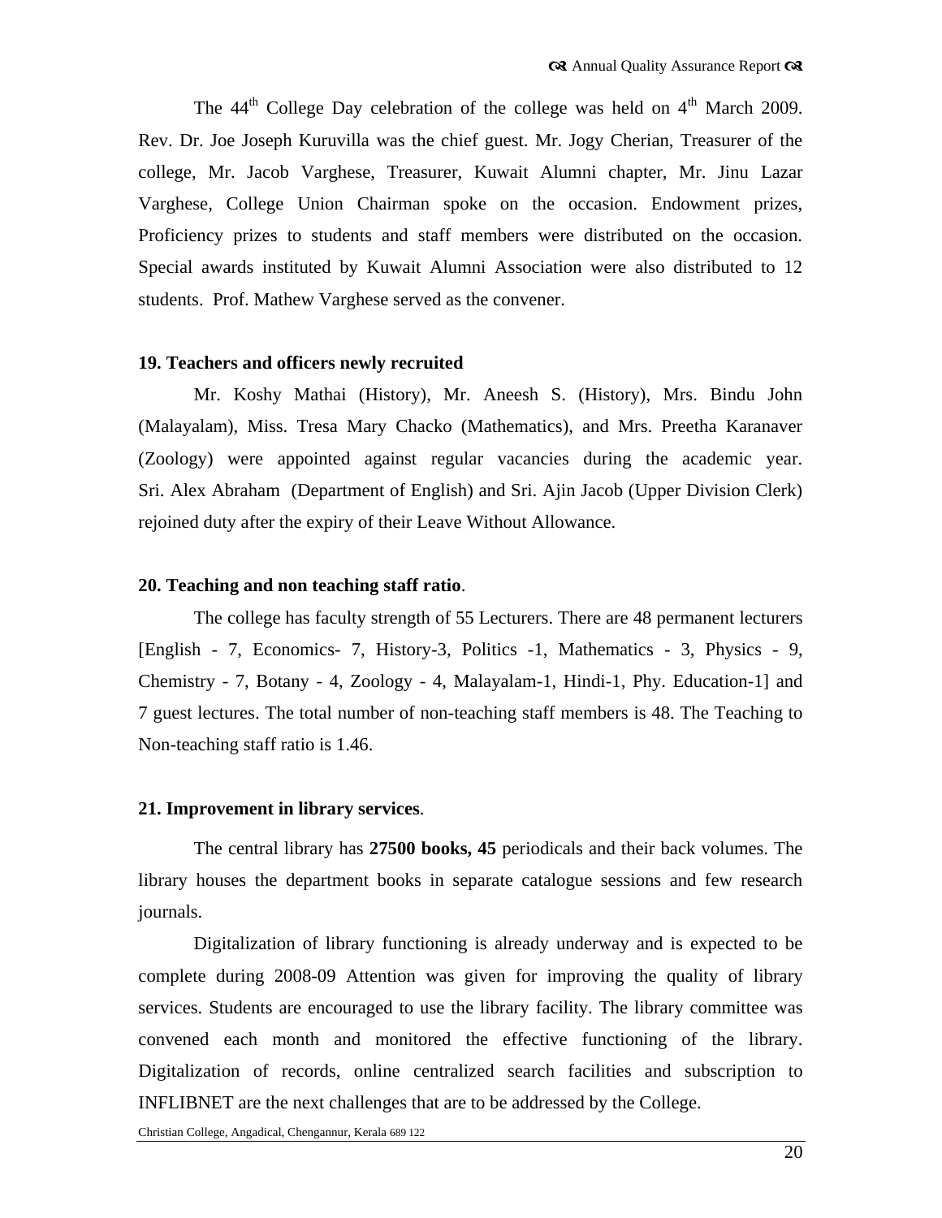The 44th College Day celebration of the college was held on 4th March 2009. Rev. Dr. Joe Joseph Kuruvilla was the chief guest. Mr. Jogy Cherian, Treasurer of the college, Mr. Jacob Varghese, Treasurer, Kuwait Alumni chapter, Mr. Jinu Lazar Varghese, College Union Chairman spoke on the occasion. Endowment prizes, Proficiency prizes to students and staff members were distributed on the occasion. Special awards instituted by Kuwait Alumni Association were also distributed to 12 students. Prof. Mathew Varghese served as the convener.

**19. Teachers and officers newly recruited**

Mr. Koshy Mathai (History), Mr. Aneesh S. (History), Mrs. Bindu John (Malayalam), Miss. Tresa Mary Chacko (Mathematics), and Mrs. Preetha Karanaver (Zoology) were appointed against regular vacancies during the academic year. Sri. Alex Abraham (Department of English) and Sri. Ajin Jacob (Upper Division Clerk) rejoined duty after the expiry of their Leave Without Allowance.

**20. Teaching and non teaching staff ratio**.

The college has faculty strength of 55 Lecturers. There are 48 permanent lecturers [English - 7, Economics- 7, History-3, Politics -1, Mathematics - 3, Physics - 9, Chemistry - 7, Botany - 4, Zoology - 4, Malayalam-1, Hindi-1, Phy. Education-1] and 7 guest lectures. The total number of non-teaching staff members is 48. The Teaching to Non-teaching staff ratio is 1.46.

**21. Improvement in library services**.

The central library has **27500 books, 45** periodicals and their back volumes. The library houses the department books in separate catalogue sessions and few research journals.

Digitalization of library functioning is already underway and is expected to be complete during 2008-09 Attention was given for improving the quality of library services. Students are encouraged to use the library facility. The library committee was convened each month and monitored the effective functioning of the library. Digitalization of records, online centralized search facilities and subscription to INFLIBNET are the next challenges that are to be addressed by the College.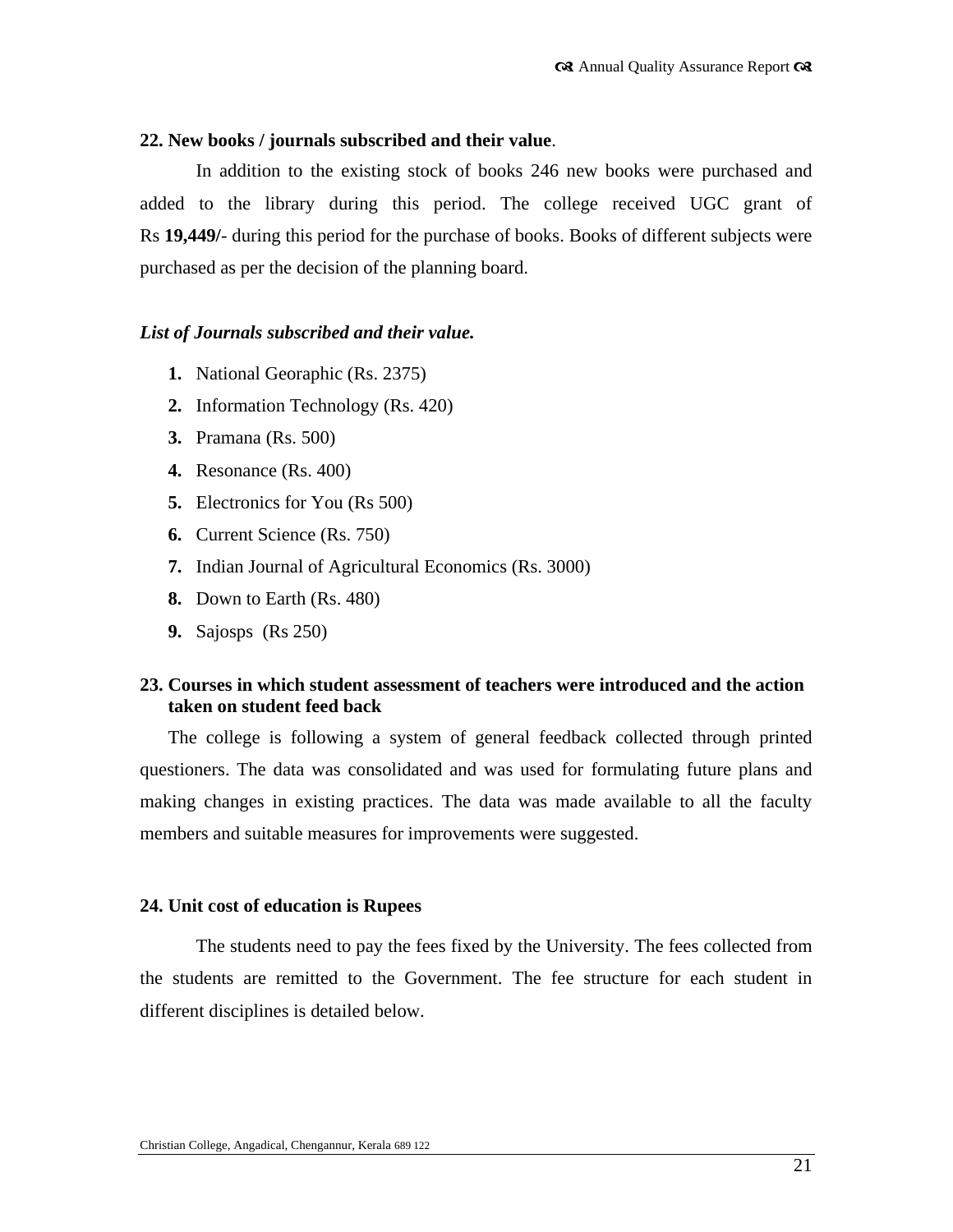**22. New books / journals subscribed and their value**.

In addition to the existing stock of books 246 new books were purchased and added to the library during this period. The college received UGC grant of Rs **19,449/**- during this period for the purchase of books. Books of different subjects were purchased as per the decision of the planning board.

***List of Journals subscribed and their value.***

1. National Georaphic (Rs. 2375)
2. Information Technology (Rs. 420)
3. Pramana (Rs. 500)
4. Resonance (Rs. 400)
5. Electronics for You (Rs 500)
6. Current Science (Rs. 750)
7. Indian Journal of Agricultural Economics (Rs. 3000)
8. Down to Earth (Rs. 480)
9. Sajosps (Rs 250)

**23. Courses in which student assessment of teachers were introduced and the action taken on student feed back**

The college is following a system of general feedback collected through printed questioners. The data was consolidated and was used for formulating future plans and making changes in existing practices. The data was made available to all the faculty members and suitable measures for improvements were suggested.

**24. Unit cost of education is Rupees**

The students need to pay the fees fixed by the University. The fees collected from the students are remitted to the Government. The fee structure for each student in different disciplines is detailed below.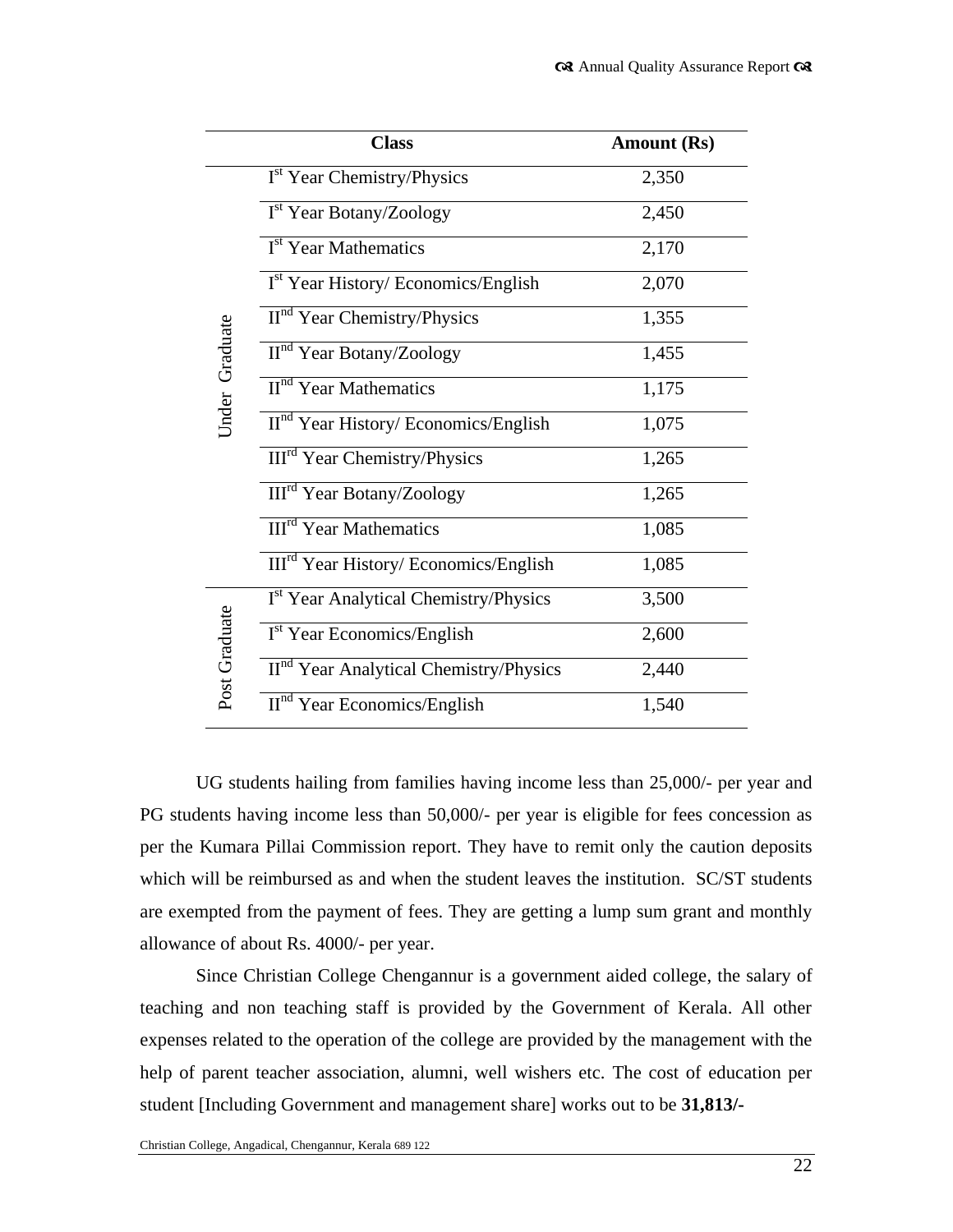| | Class | Amount (Rs) |
|---|---|---|
| Under Graduate | I[st] Year Chemistry/Physics | 2,350 |
| | I[st] Year Botany/Zoology | 2,450 |
| | I[st] Year Mathematics | 2,170 |
| | I[st] Year History/ Economics/English | 2,070 |
| | II[nd] Year Chemistry/Physics | 1,355 |
| | II[nd] Year Botany/Zoology | 1,455 |
| | II[nd] Year Mathematics | 1,175 |
| | II[nd] Year History/ Economics/English | 1,075 |
| | III[rd] Year Chemistry/Physics | 1,265 |
| | III[rd] Year Botany/Zoology | 1,265 |
| | III[rd] Year Mathematics | 1,085 |
| | III[rd] Year History/ Economics/English | 1,085 |
| Post Graduate | I[st] Year Analytical Chemistry/Physics | 3,500 |
| | I[st] Year Economics/English | 2,600 |
| | II[nd] Year Analytical Chemistry/Physics | 2,440 |
| | II[nd] Year Economics/English | 1,540 |

UG students hailing from families having income less than 25,000/- per year and PG students having income less than 50,000/- per year is eligible for fees concession as per the Kumara Pillai Commission report. They have to remit only the caution deposits which will be reimbursed as and when the student leaves the institution. SC/ST students are exempted from the payment of fees. They are getting a lump sum grant and monthly allowance of about Rs. 4000/- per year.

Since Christian College Chengannur is a government aided college, the salary of teaching and non teaching staff is provided by the Government of Kerala. All other expenses related to the operation of the college are provided by the management with the help of parent teacher association, alumni, well wishers etc. The cost of education per student [Including Government and management share] works out to be **31,813/-**

Christian College, Angadical, Chengannur, Kerala 689 122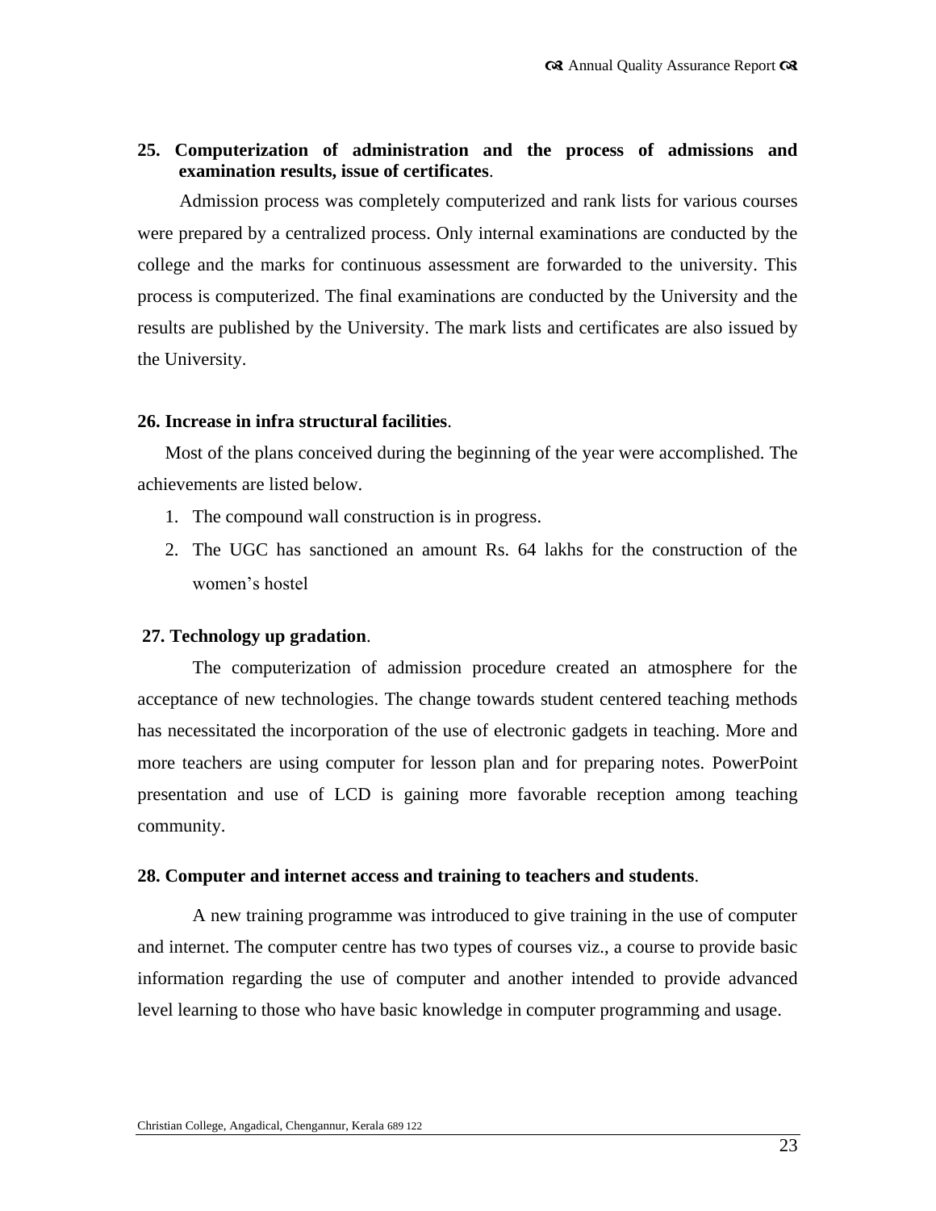**25. Computerization of administration and the process of admissions and examination results, issue of certificates**.

Admission process was completely computerized and rank lists for various courses were prepared by a centralized process. Only internal examinations are conducted by the college and the marks for continuous assessment are forwarded to the university. This process is computerized. The final examinations are conducted by the University and the results are published by the University. The mark lists and certificates are also issued by the University.

**26. Increase in infra structural facilities**.

Most of the plans conceived during the beginning of the year were accomplished. The achievements are listed below.

1. The compound wall construction is in progress.
2. The UGC has sanctioned an amount Rs. 64 lakhs for the construction of the women's hostel

**27. Technology up gradation**.

The computerization of admission procedure created an atmosphere for the acceptance of new technologies. The change towards student centered teaching methods has necessitated the incorporation of the use of electronic gadgets in teaching. More and more teachers are using computer for lesson plan and for preparing notes. PowerPoint presentation and use of LCD is gaining more favorable reception among teaching community.

**28. Computer and internet access and training to teachers and students**.

A new training programme was introduced to give training in the use of computer and internet. The computer centre has two types of courses viz., a course to provide basic information regarding the use of computer and another intended to provide advanced level learning to those who have basic knowledge in computer programming and usage.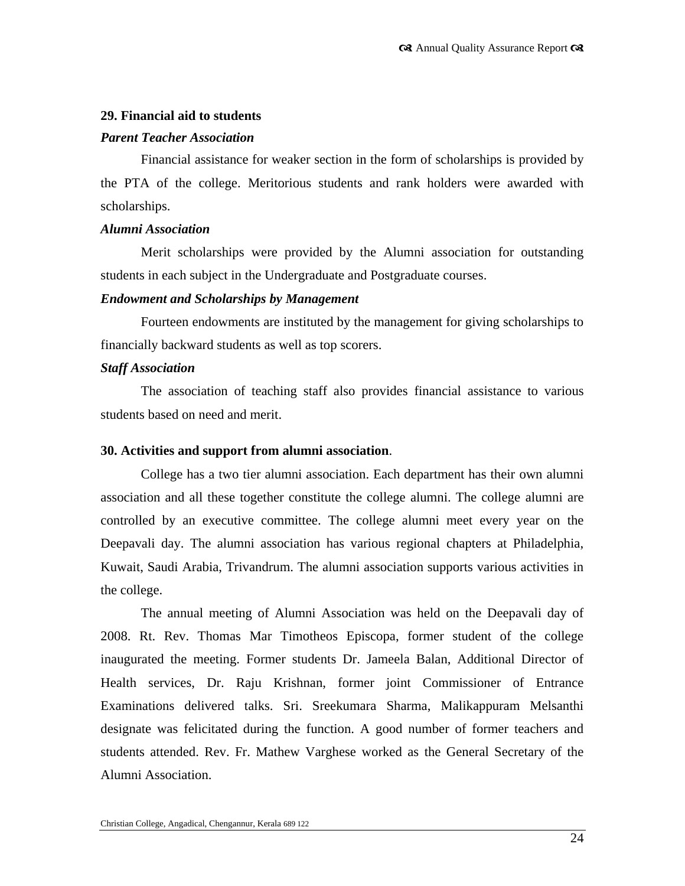## 29. Financial aid to students

***Parent Teacher Association***

Financial assistance for weaker section in the form of scholarships is provided by the PTA of the college. Meritorious students and rank holders were awarded with scholarships.

***Alumni Association***

Merit scholarships were provided by the Alumni association for outstanding students in each subject in the Undergraduate and Postgraduate courses.

***Endowment and Scholarships by Management***

Fourteen endowments are instituted by the management for giving scholarships to financially backward students as well as top scorers.

***Staff Association***

The association of teaching staff also provides financial assistance to various students based on need and merit.

## 30. Activities and support from alumni association.

College has a two tier alumni association. Each department has their own alumni association and all these together constitute the college alumni. The college alumni are controlled by an executive committee. The college alumni meet every year on the Deepavali day. The alumni association has various regional chapters at Philadelphia, Kuwait, Saudi Arabia, Trivandrum. The alumni association supports various activities in the college.

The annual meeting of Alumni Association was held on the Deepavali day of 2008. Rt. Rev. Thomas Mar Timotheos Episcopa, former student of the college inaugurated the meeting. Former students Dr. Jameela Balan, Additional Director of Health services, Dr. Raju Krishnan, former joint Commissioner of Entrance Examinations delivered talks. Sri. Sreekumara Sharma, Malikappuram Melsanthi designate was felicitated during the function. A good number of former teachers and students attended. Rev. Fr. Mathew Varghese worked as the General Secretary of the Alumni Association.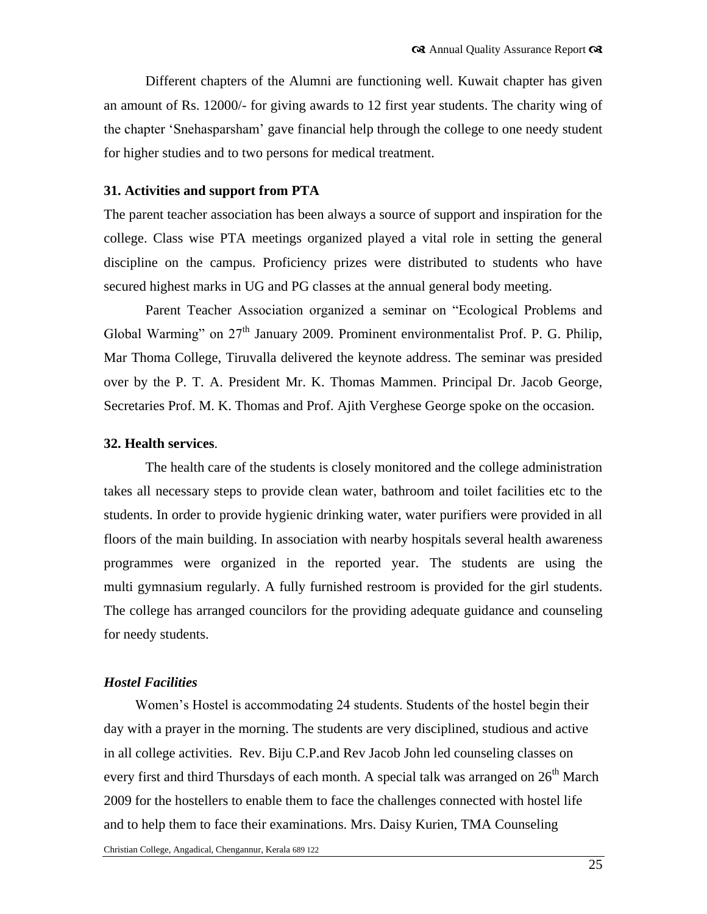Different chapters of the Alumni are functioning well. Kuwait chapter has given an amount of Rs. 12000/- for giving awards to 12 first year students. The charity wing of the chapter 'Snehasparsham' gave financial help through the college to one needy student for higher studies and to two persons for medical treatment.

**31. Activities and support from PTA**

The parent teacher association has been always a source of support and inspiration for the college. Class wise PTA meetings organized played a vital role in setting the general discipline on the campus. Proficiency prizes were distributed to students who have secured highest marks in UG and PG classes at the annual general body meeting.

Parent Teacher Association organized a seminar on "Ecological Problems and Global Warming" on 27th January 2009. Prominent environmentalist Prof. P. G. Philip, Mar Thoma College, Tiruvalla delivered the keynote address. The seminar was presided over by the P. T. A. President Mr. K. Thomas Mammen. Principal Dr. Jacob George, Secretaries Prof. M. K. Thomas and Prof. Ajith Verghese George spoke on the occasion.

**32. Health services**.

The health care of the students is closely monitored and the college administration takes all necessary steps to provide clean water, bathroom and toilet facilities etc to the students. In order to provide hygienic drinking water, water purifiers were provided in all floors of the main building. In association with nearby hospitals several health awareness programmes were organized in the reported year. The students are using the multi gymnasium regularly. A fully furnished restroom is provided for the girl students. The college has arranged councilors for the providing adequate guidance and counseling for needy students.

***Hostel Facilities***

Women's Hostel is accommodating 24 students. Students of the hostel begin their day with a prayer in the morning. The students are very disciplined, studious and active in all college activities. Rev. Biju C.P.and Rev Jacob John led counseling classes on every first and third Thursdays of each month. A special talk was arranged on 26th March 2009 for the hostellers to enable them to face the challenges connected with hostel life and to help them to face their examinations. Mrs. Daisy Kurien, TMA Counseling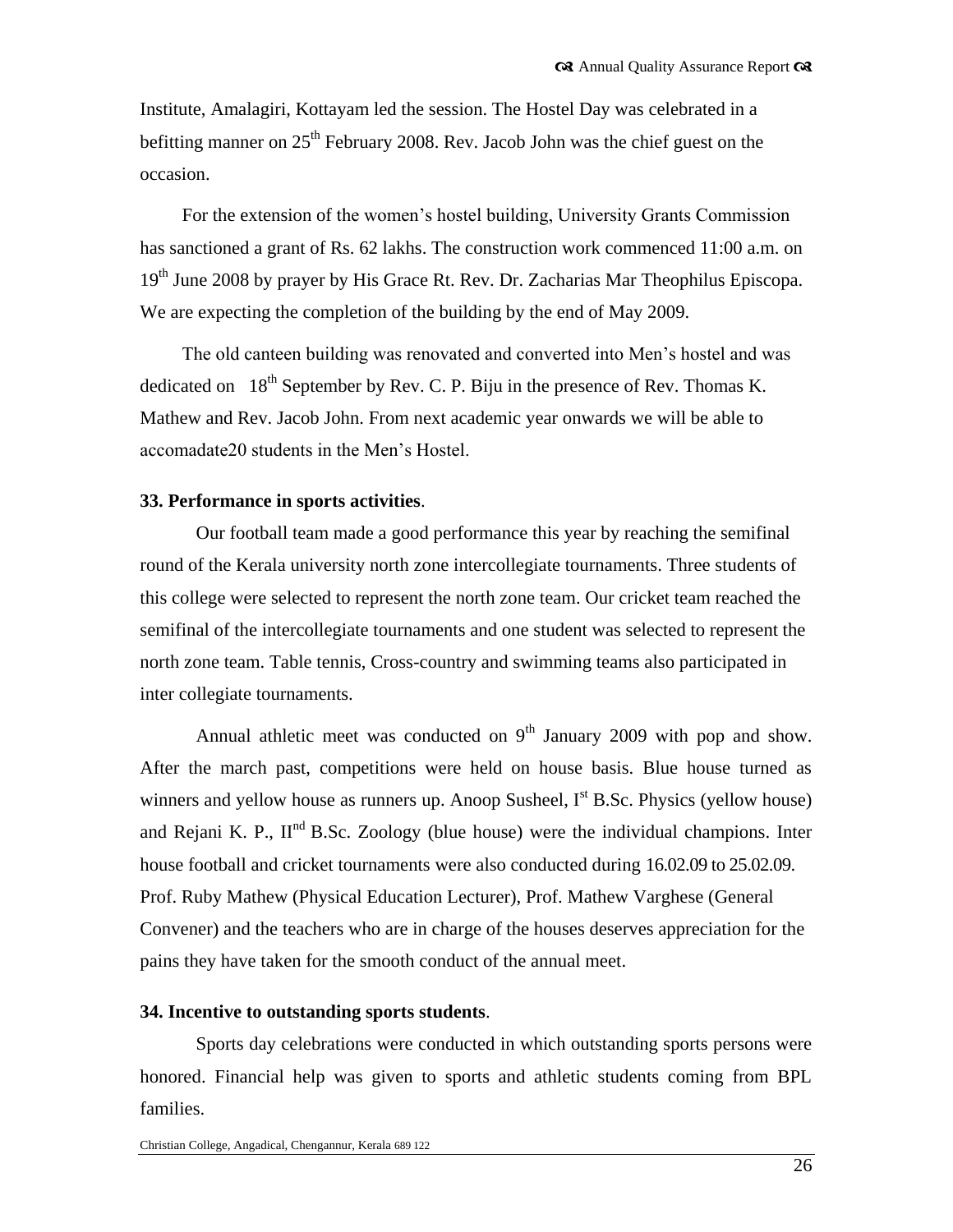Institute, Amalagiri, Kottayam led the session. The Hostel Day was celebrated in a befitting manner on 25th February 2008. Rev. Jacob John was the chief guest on the occasion.

For the extension of the women's hostel building, University Grants Commission has sanctioned a grant of Rs. 62 lakhs. The construction work commenced 11:00 a.m. on 19th June 2008 by prayer by His Grace Rt. Rev. Dr. Zacharias Mar Theophilus Episcopa. We are expecting the completion of the building by the end of May 2009.

The old canteen building was renovated and converted into Men's hostel and was dedicated on 18th September by Rev. C. P. Biju in the presence of Rev. Thomas K. Mathew and Rev. Jacob John. From next academic year onwards we will be able to accomadate20 students in the Men's Hostel.

**33. Performance in sports activities**.

Our football team made a good performance this year by reaching the semifinal round of the Kerala university north zone intercollegiate tournaments. Three students of this college were selected to represent the north zone team. Our cricket team reached the semifinal of the intercollegiate tournaments and one student was selected to represent the north zone team. Table tennis, Cross-country and swimming teams also participated in inter collegiate tournaments.

Annual athletic meet was conducted on 9th January 2009 with pop and show. After the march past, competitions were held on house basis. Blue house turned as winners and yellow house as runners up. Anoop Susheel, Ist B.Sc. Physics (yellow house) and Rejani K. P., IInd B.Sc. Zoology (blue house) were the individual champions. Inter house football and cricket tournaments were also conducted during 16.02.09 to 25.02.09. Prof. Ruby Mathew (Physical Education Lecturer), Prof. Mathew Varghese (General Convener) and the teachers who are in charge of the houses deserves appreciation for the pains they have taken for the smooth conduct of the annual meet.

**34. Incentive to outstanding sports students**.

Sports day celebrations were conducted in which outstanding sports persons were honored. Financial help was given to sports and athletic students coming from BPL families.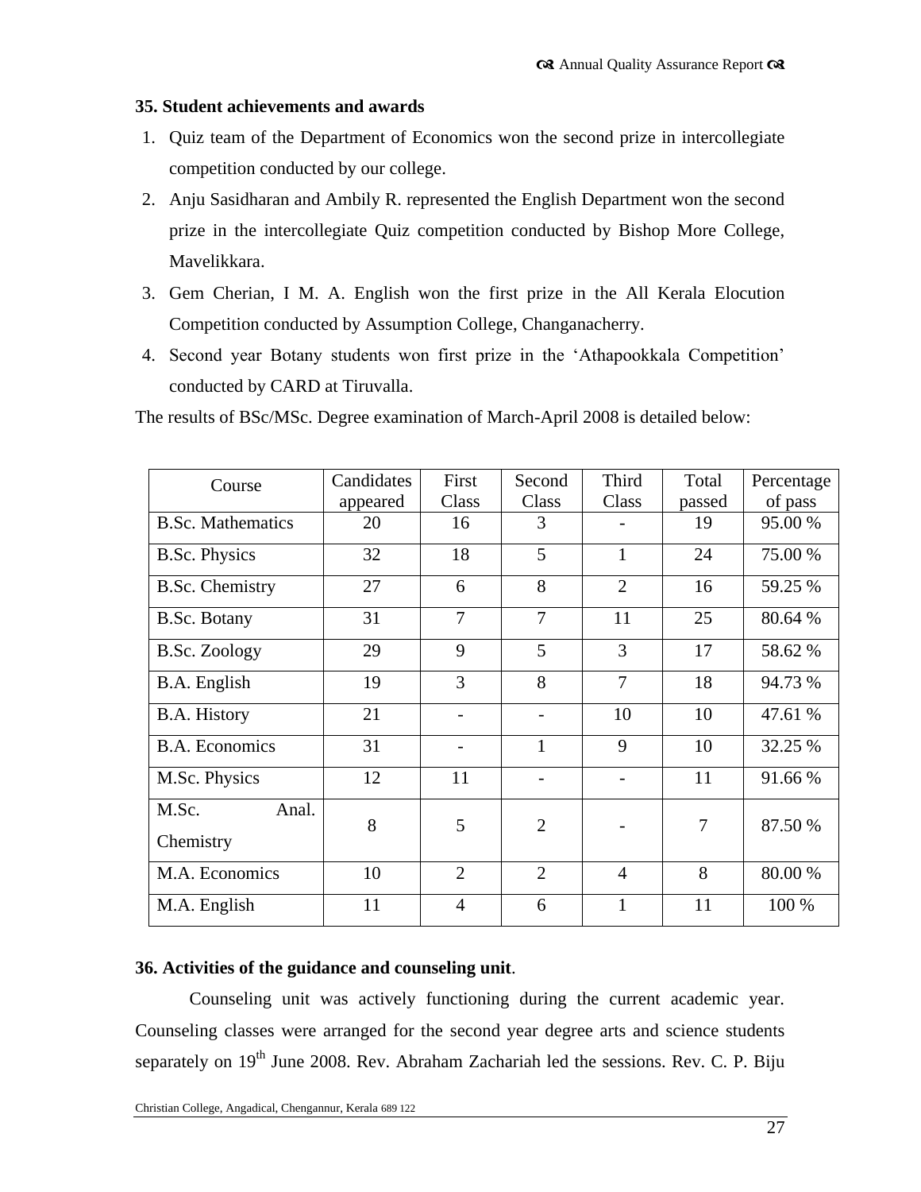### 35. Student achievements and awards

1. Quiz team of the Department of Economics won the second prize in intercollegiate competition conducted by our college.
2. Anju Sasidharan and Ambily R. represented the English Department won the second prize in the intercollegiate Quiz competition conducted by Bishop More College, Mavelikkara.
3. Gem Cherian, I M. A. English won the first prize in the All Kerala Elocution Competition conducted by Assumption College, Changanacherry.
4. Second year Botany students won first prize in the 'Athapookkala Competition' conducted by CARD at Tiruvalla.

The results of BSc/MSc. Degree examination of March-April 2008 is detailed below:

| Course | Candidates appeared | First Class | Second Class | Third Class | Total passed | Percentage of pass |
|---|---|---|---|---|---|---|
| B.Sc. Mathematics | 20 | 16 | 3 | - | 19 | 95.00 % |
| B.Sc. Physics | 32 | 18 | 5 | 1 | 24 | 75.00 % |
| B.Sc. Chemistry | 27 | 6 | 8 | 2 | 16 | 59.25 % |
| B.Sc. Botany | 31 | 7 | 7 | 11 | 25 | 80.64 % |
| B.Sc. Zoology | 29 | 9 | 5 | 3 | 17 | 58.62 % |
| B.A. English | 19 | 3 | 8 | 7 | 18 | 94.73 % |
| B.A. History | 21 | - | - | 10 | 10 | 47.61 % |
| B.A. Economics | 31 | - | 1 | 9 | 10 | 32.25 % |
| M.Sc. Physics | 12 | 11 | - | - | 11 | 91.66 % |
| M.Sc. Anal. Chemistry | 8 | 5 | 2 | - | 7 | 87.50 % |
| M.A. Economics | 10 | 2 | 2 | 4 | 8 | 80.00 % |
| M.A. English | 11 | 4 | 6 | 1 | 11 | 100 % |

### 36. Activities of the guidance and counseling unit.

Counseling unit was actively functioning during the current academic year. Counseling classes were arranged for the second year degree arts and science students separately on 19th June 2008. Rev. Abraham Zachariah led the sessions. Rev. C. P. Biju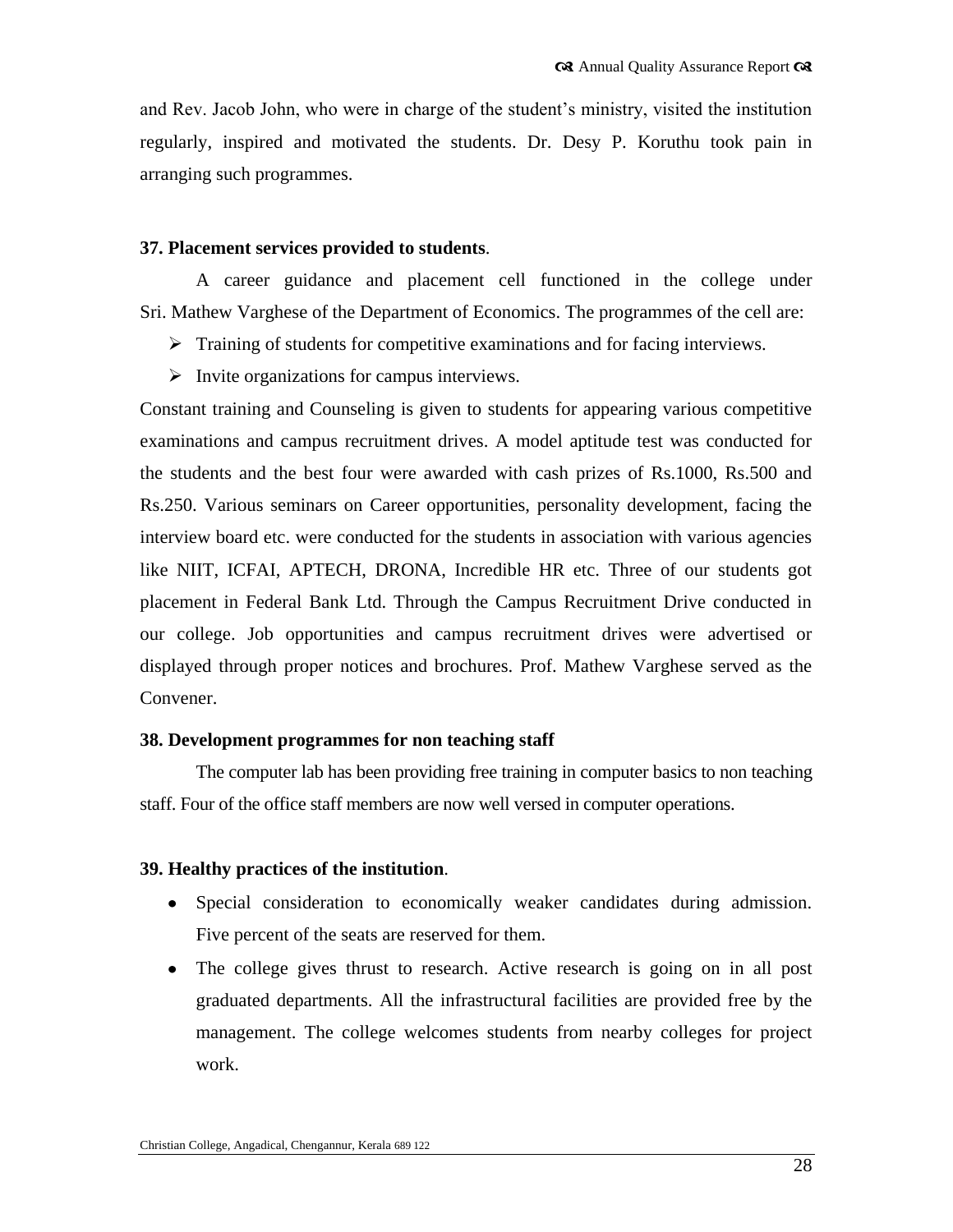and Rev. Jacob John, who were in charge of the student's ministry, visited the institution regularly, inspired and motivated the students. Dr. Desy P. Koruthu took pain in arranging such programmes.

**37. Placement services provided to students**.

A career guidance and placement cell functioned in the college under Sri. Mathew Varghese of the Department of Economics. The programmes of the cell are:

- Training of students for competitive examinations and for facing interviews.
- Invite organizations for campus interviews.

Constant training and Counseling is given to students for appearing various competitive examinations and campus recruitment drives. A model aptitude test was conducted for the students and the best four were awarded with cash prizes of Rs.1000, Rs.500 and Rs.250. Various seminars on Career opportunities, personality development, facing the interview board etc. were conducted for the students in association with various agencies like NIIT, ICFAI, APTECH, DRONA, Incredible HR etc. Three of our students got placement in Federal Bank Ltd. Through the Campus Recruitment Drive conducted in our college. Job opportunities and campus recruitment drives were advertised or displayed through proper notices and brochures. Prof. Mathew Varghese served as the Convener.

**38. Development programmes for non teaching staff**

The computer lab has been providing free training in computer basics to non teaching staff. Four of the office staff members are now well versed in computer operations.

**39. Healthy practices of the institution**.

- Special consideration to economically weaker candidates during admission. Five percent of the seats are reserved for them.
- The college gives thrust to research. Active research is going on in all post graduated departments. All the infrastructural facilities are provided free by the management. The college welcomes students from nearby colleges for project work.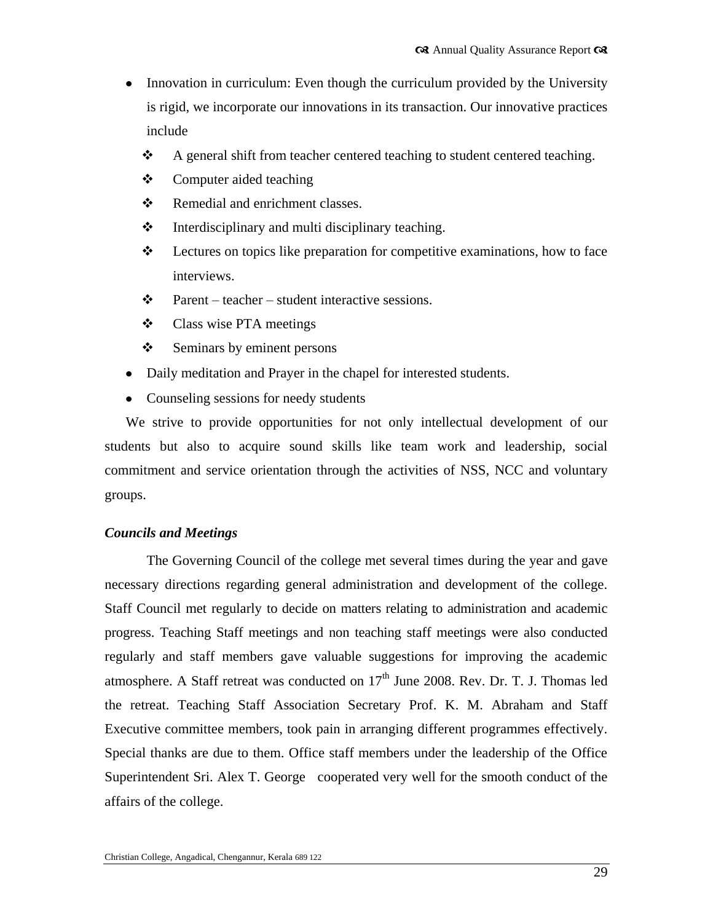- Innovation in curriculum: Even though the curriculum provided by the University is rigid, we incorporate our innovations in its transaction. Our innovative practices include
  - A general shift from teacher centered teaching to student centered teaching.
  - Computer aided teaching
  - Remedial and enrichment classes.
  - Interdisciplinary and multi disciplinary teaching.
  - Lectures on topics like preparation for competitive examinations, how to face interviews.
  - Parent – teacher – student interactive sessions.
  - Class wise PTA meetings
  - Seminars by eminent persons
- Daily meditation and Prayer in the chapel for interested students.
- Counseling sessions for needy students

We strive to provide opportunities for not only intellectual development of our students but also to acquire sound skills like team work and leadership, social commitment and service orientation through the activities of NSS, NCC and voluntary groups.

***Councils and Meetings***

The Governing Council of the college met several times during the year and gave necessary directions regarding general administration and development of the college. Staff Council met regularly to decide on matters relating to administration and academic progress. Teaching Staff meetings and non teaching staff meetings were also conducted regularly and staff members gave valuable suggestions for improving the academic atmosphere. A Staff retreat was conducted on 17th June 2008. Rev. Dr. T. J. Thomas led the retreat. Teaching Staff Association Secretary Prof. K. M. Abraham and Staff Executive committee members, took pain in arranging different programmes effectively. Special thanks are due to them. Office staff members under the leadership of the Office Superintendent Sri. Alex T. George cooperated very well for the smooth conduct of the affairs of the college.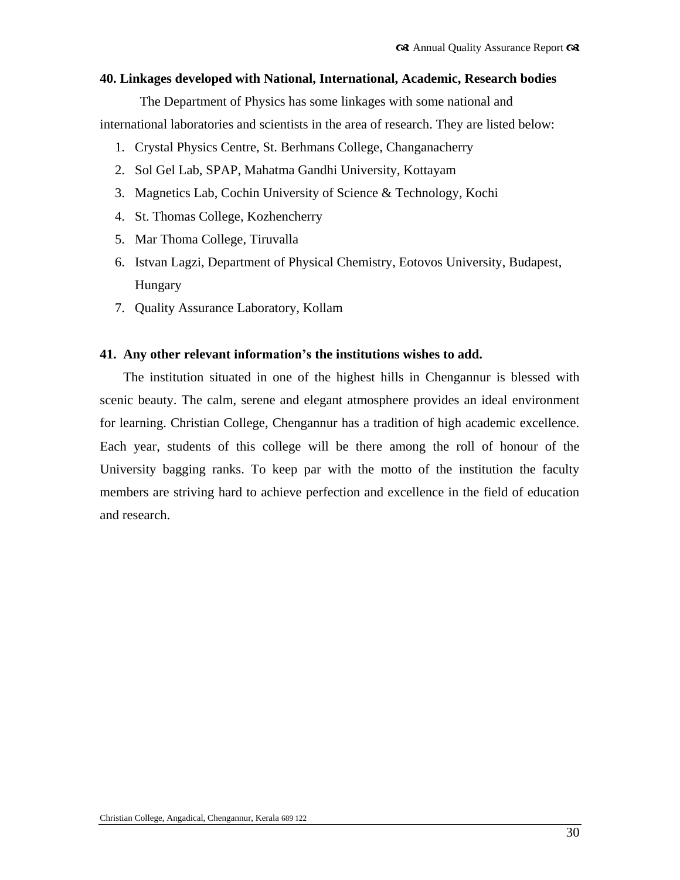**40. Linkages developed with National, International, Academic, Research bodies**

The Department of Physics has some linkages with some national and international laboratories and scientists in the area of research. They are listed below:

1. Crystal Physics Centre, St. Berhmans College, Changanacherry
2. Sol Gel Lab, SPAP, Mahatma Gandhi University, Kottayam
3. Magnetics Lab, Cochin University of Science & Technology, Kochi
4. St. Thomas College, Kozhencherry
5. Mar Thoma College, Tiruvalla
6. Istvan Lagzi, Department of Physical Chemistry, Eotovos University, Budapest, Hungary
7. Quality Assurance Laboratory, Kollam

**41. Any other relevant information's the institutions wishes to add.**

The institution situated in one of the highest hills in Chengannur is blessed with scenic beauty. The calm, serene and elegant atmosphere provides an ideal environment for learning. Christian College, Chengannur has a tradition of high academic excellence. Each year, students of this college will be there among the roll of honour of the University bagging ranks. To keep par with the motto of the institution the faculty members are striving hard to achieve perfection and excellence in the field of education and research.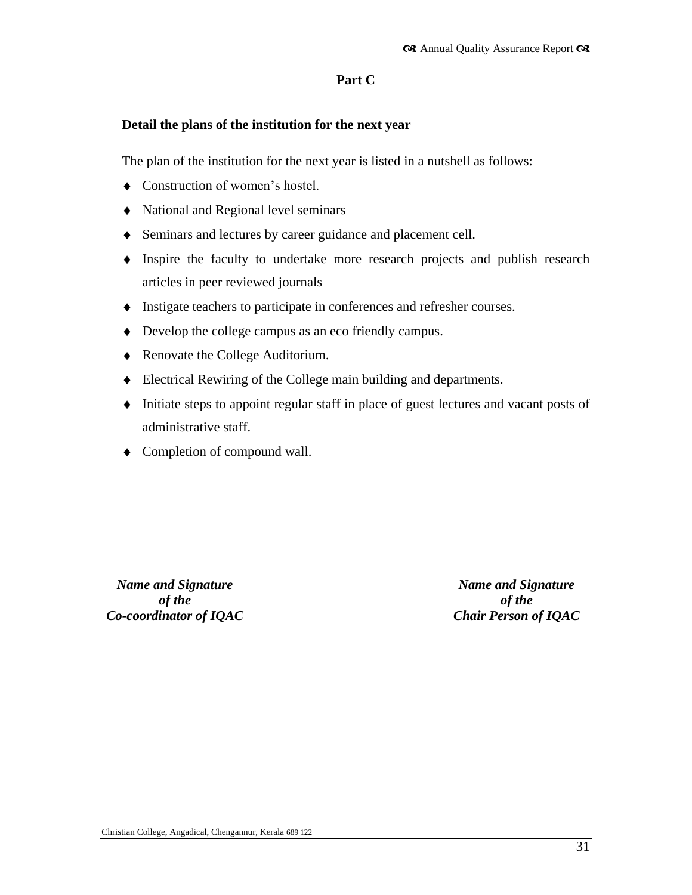## Part C

**Detail the plans of the institution for the next year**

The plan of the institution for the next year is listed in a nutshell as follows:

- Construction of women's hostel.
- National and Regional level seminars
- Seminars and lectures by career guidance and placement cell.
- Inspire the faculty to undertake more research projects and publish research articles in peer reviewed journals
- Instigate teachers to participate in conferences and refresher courses.
- Develop the college campus as an eco friendly campus.
- Renovate the College Auditorium.
- Electrical Rewiring of the College main building and departments.
- Initiate steps to appoint regular staff in place of guest lectures and vacant posts of administrative staff.
- Completion of compound wall.

***Name and Signature of the Co-coordinator of IQAC***

***Name and Signature of the Chair Person of IQAC***